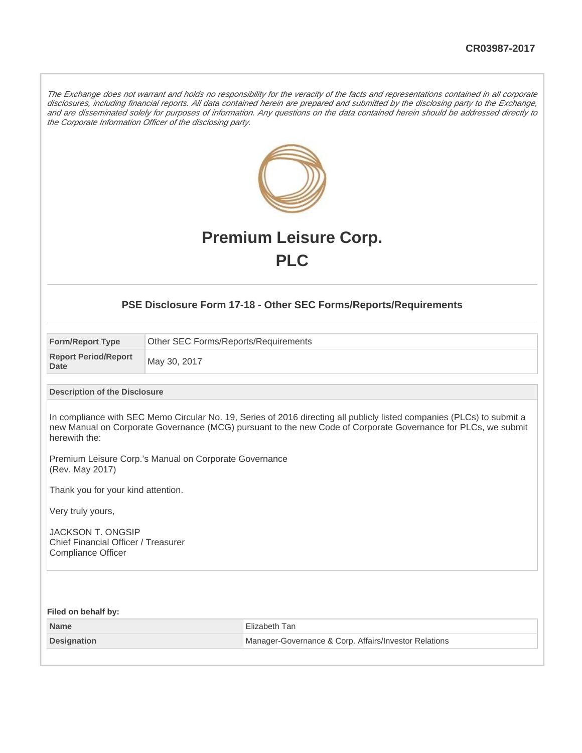CR03987-2017

*The Exchange does not warrant and holds no responsibility for the veracity of the facts and representations contained in all corporate disclosures, including financial reports. All data contained herein are prepared and submitted by the disclosing party to the Exchange, and are disseminated solely for purposes of information. Any questions on the data contained herein should be addressed directly to the Corporate Information Officer of the disclosing party.*

# Premium Leisure Corp.
# PLC

## PSE Disclosure Form 17-18 - Other SEC Forms/Reports/Requirements

| Form/Report Type | Other SEC Forms/Reports/Requirements |
|---|---|
| Report Period/Report Date | May 30, 2017 |

**Description of the Disclosure**

In compliance with SEC Memo Circular No. 19, Series of 2016 directing all publicly listed companies (PLCs) to submit a new Manual on Corporate Governance (MCG) pursuant to the new Code of Corporate Governance for PLCs, we submit herewith the:

Premium Leisure Corp.'s Manual on Corporate Governance
(Rev. May 2017)

Thank you for your kind attention.

Very truly yours,

JACKSON T. ONGSIP
Chief Financial Officer / Treasurer
Compliance Officer

**Filed on behalf by:**

| Name | Elizabeth Tan |
|---|---|
| Designation | Manager-Governance & Corp. Affairs/Investor Relations |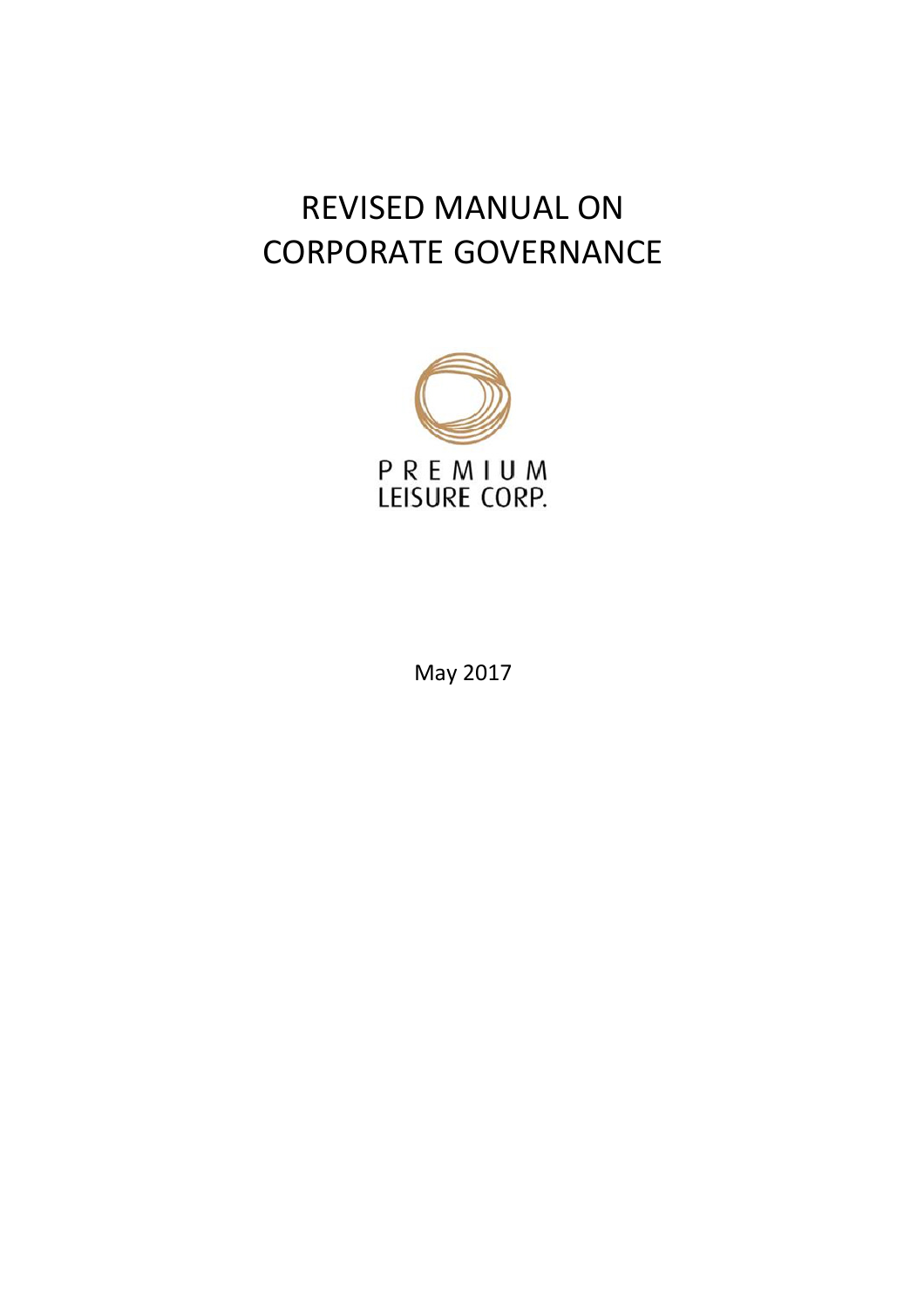# REVISED MANUAL ON CORPORATE GOVERNANCE

PREMIUM LEISURE CORP.

May 2017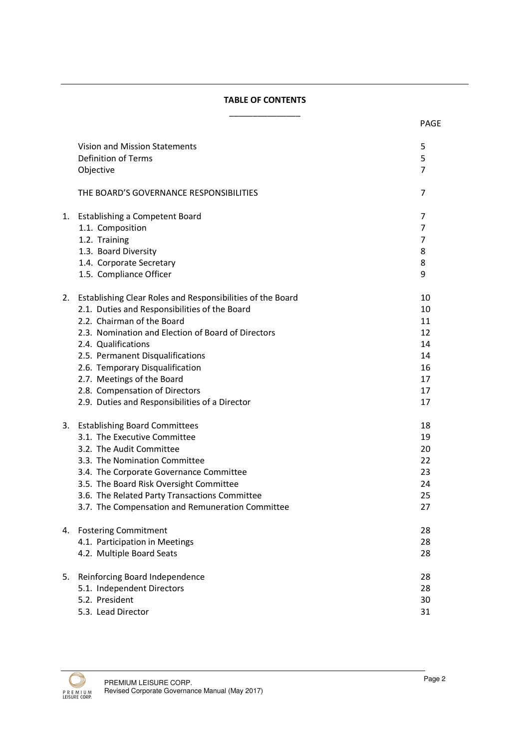## TABLE OF CONTENTS

| | | PAGE |
|---|---|---|
| | Vision and Mission Statements | 5 |
| | Definition of Terms | 5 |
| | Objective | 7 |
| | THE BOARD'S GOVERNANCE RESPONSIBILITIES | 7 |
| 1. | Establishing a Competent Board | 7 |
| | 1.1. Composition | 7 |
| | 1.2. Training | 7 |
| | 1.3. Board Diversity | 8 |
| | 1.4. Corporate Secretary | 8 |
| | 1.5. Compliance Officer | 9 |
| 2. | Establishing Clear Roles and Responsibilities of the Board | 10 |
| | 2.1. Duties and Responsibilities of the Board | 10 |
| | 2.2. Chairman of the Board | 11 |
| | 2.3. Nomination and Election of Board of Directors | 12 |
| | 2.4. Qualifications | 14 |
| | 2.5. Permanent Disqualifications | 14 |
| | 2.6. Temporary Disqualification | 16 |
| | 2.7. Meetings of the Board | 17 |
| | 2.8. Compensation of Directors | 17 |
| | 2.9. Duties and Responsibilities of a Director | 17 |
| 3. | Establishing Board Committees | 18 |
| | 3.1. The Executive Committee | 19 |
| | 3.2. The Audit Committee | 20 |
| | 3.3. The Nomination Committee | 22 |
| | 3.4. The Corporate Governance Committee | 23 |
| | 3.5. The Board Risk Oversight Committee | 24 |
| | 3.6. The Related Party Transactions Committee | 25 |
| | 3.7. The Compensation and Remuneration Committee | 27 |
| 4. | Fostering Commitment | 28 |
| | 4.1. Participation in Meetings | 28 |
| | 4.2. Multiple Board Seats | 28 |
| 5. | Reinforcing Board Independence | 28 |
| | 5.1. Independent Directors | 28 |
| | 5.2. President | 30 |
| | 5.3. Lead Director | 31 |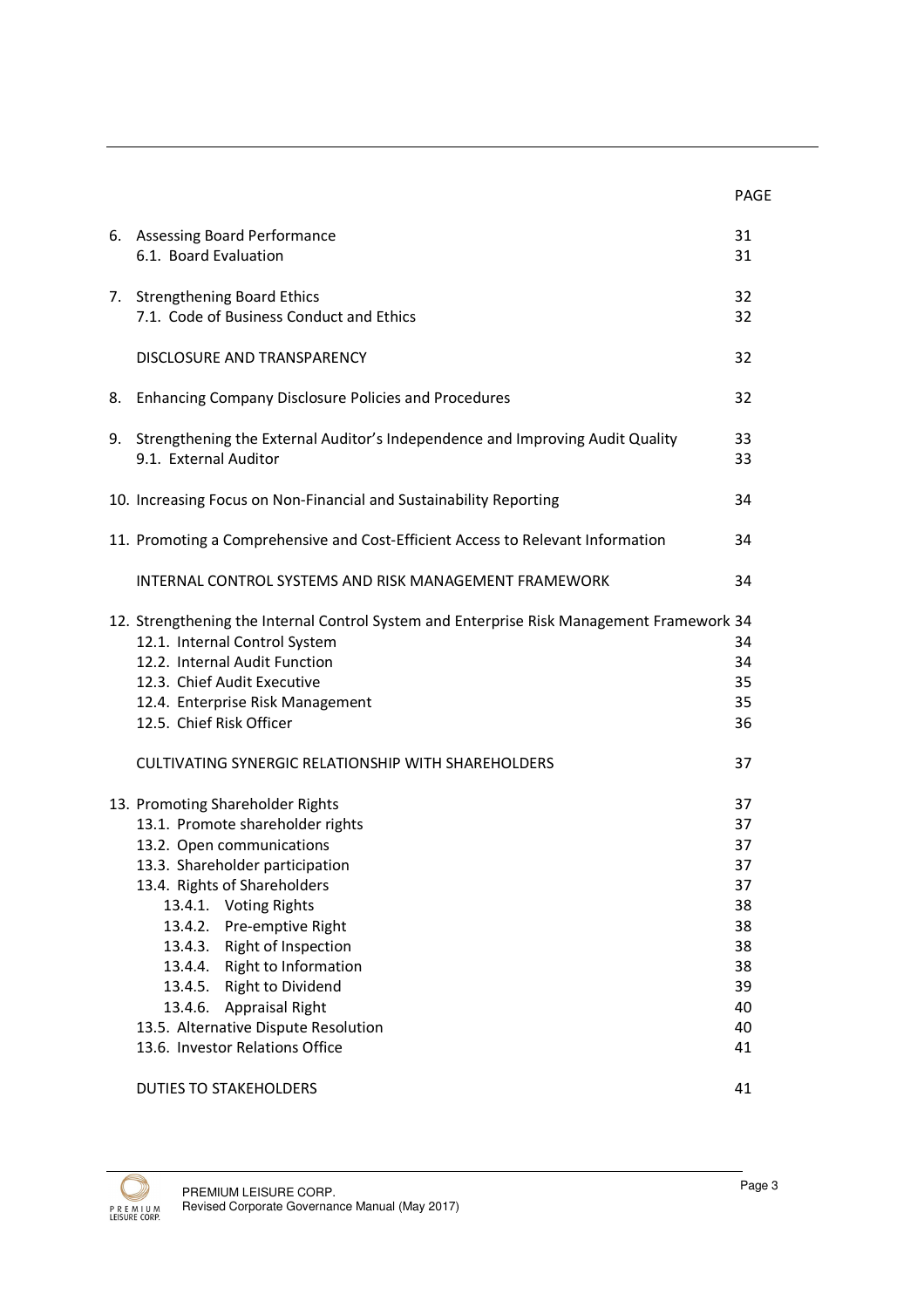| | PAGE |
|---|---|
| 6. Assessing Board Performance | 31 |
| 6.1. Board Evaluation | 31 |
| 7. Strengthening Board Ethics | 32 |
| 7.1. Code of Business Conduct and Ethics | 32 |
| DISCLOSURE AND TRANSPARENCY | 32 |
| 8. Enhancing Company Disclosure Policies and Procedures | 32 |
| 9. Strengthening the External Auditor's Independence and Improving Audit Quality | 33 |
| 9.1. External Auditor | 33 |
| 10. Increasing Focus on Non-Financial and Sustainability Reporting | 34 |
| 11. Promoting a Comprehensive and Cost-Efficient Access to Relevant Information | 34 |
| INTERNAL CONTROL SYSTEMS AND RISK MANAGEMENT FRAMEWORK | 34 |
| 12. Strengthening the Internal Control System and Enterprise Risk Management Framework | 34 |
| 12.1. Internal Control System | 34 |
| 12.2. Internal Audit Function | 34 |
| 12.3. Chief Audit Executive | 35 |
| 12.4. Enterprise Risk Management | 35 |
| 12.5. Chief Risk Officer | 36 |
| CULTIVATING SYNERGIC RELATIONSHIP WITH SHAREHOLDERS | 37 |
| 13. Promoting Shareholder Rights | 37 |
| 13.1. Promote shareholder rights | 37 |
| 13.2. Open communications | 37 |
| 13.3. Shareholder participation | 37 |
| 13.4. Rights of Shareholders | 37 |
| 13.4.1. Voting Rights | 38 |
| 13.4.2. Pre-emptive Right | 38 |
| 13.4.3. Right of Inspection | 38 |
| 13.4.4. Right to Information | 38 |
| 13.4.5. Right to Dividend | 39 |
| 13.4.6. Appraisal Right | 40 |
| 13.5. Alternative Dispute Resolution | 40 |
| 13.6. Investor Relations Office | 41 |
| DUTIES TO STAKEHOLDERS | 41 |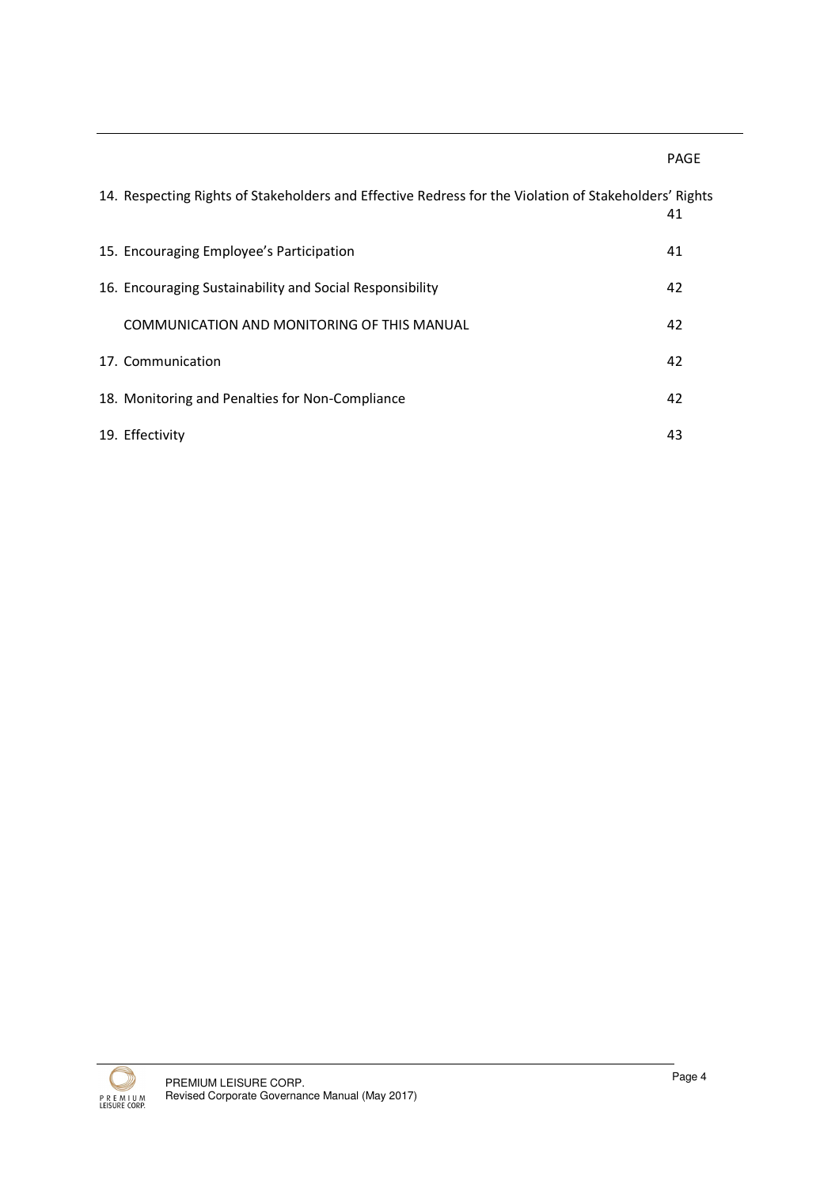| | PAGE |
|---|---|
| 14. Respecting Rights of Stakeholders and Effective Redress for the Violation of Stakeholders' Rights | 41 |
| 15. Encouraging Employee's Participation | 41 |
| 16. Encouraging Sustainability and Social Responsibility | 42 |
| COMMUNICATION AND MONITORING OF THIS MANUAL | 42 |
| 17. Communication | 42 |
| 18. Monitoring and Penalties for Non-Compliance | 42 |
| 19. Effectivity | 43 |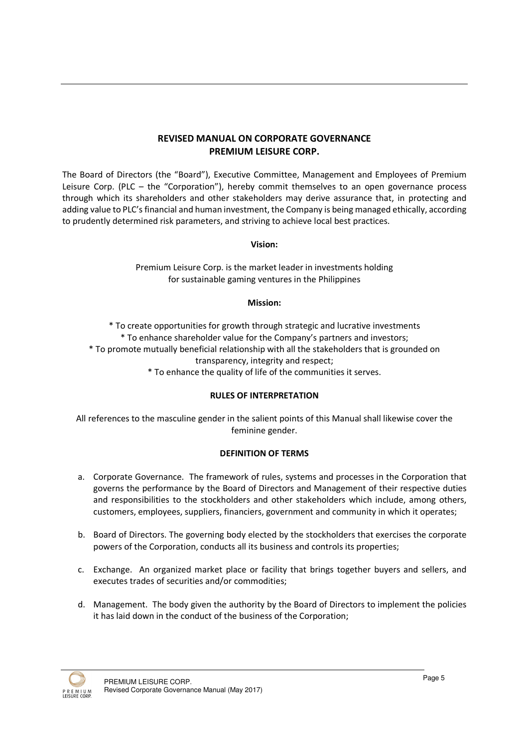## REVISED MANUAL ON CORPORATE GOVERNANCE
## PREMIUM LEISURE CORP.

The Board of Directors (the "Board"), Executive Committee, Management and Employees of Premium Leisure Corp. (PLC – the "Corporation"), hereby commit themselves to an open governance process through which its shareholders and other stakeholders may derive assurance that, in protecting and adding value to PLC's financial and human investment, the Company is being managed ethically, according to prudently determined risk parameters, and striving to achieve local best practices.

**Vision:**

Premium Leisure Corp. is the market leader in investments holding for sustainable gaming ventures in the Philippines

**Mission:**

* To create opportunities for growth through strategic and lucrative investments
* To enhance shareholder value for the Company's partners and investors;
* To promote mutually beneficial relationship with all the stakeholders that is grounded on transparency, integrity and respect;
* To enhance the quality of life of the communities it serves.

**RULES OF INTERPRETATION**

All references to the masculine gender in the salient points of this Manual shall likewise cover the feminine gender.

**DEFINITION OF TERMS**

a. Corporate Governance. The framework of rules, systems and processes in the Corporation that governs the performance by the Board of Directors and Management of their respective duties and responsibilities to the stockholders and other stakeholders which include, among others, customers, employees, suppliers, financiers, government and community in which it operates;

b. Board of Directors. The governing body elected by the stockholders that exercises the corporate powers of the Corporation, conducts all its business and controls its properties;

c. Exchange. An organized market place or facility that brings together buyers and sellers, and executes trades of securities and/or commodities;

d. Management. The body given the authority by the Board of Directors to implement the policies it has laid down in the conduct of the business of the Corporation;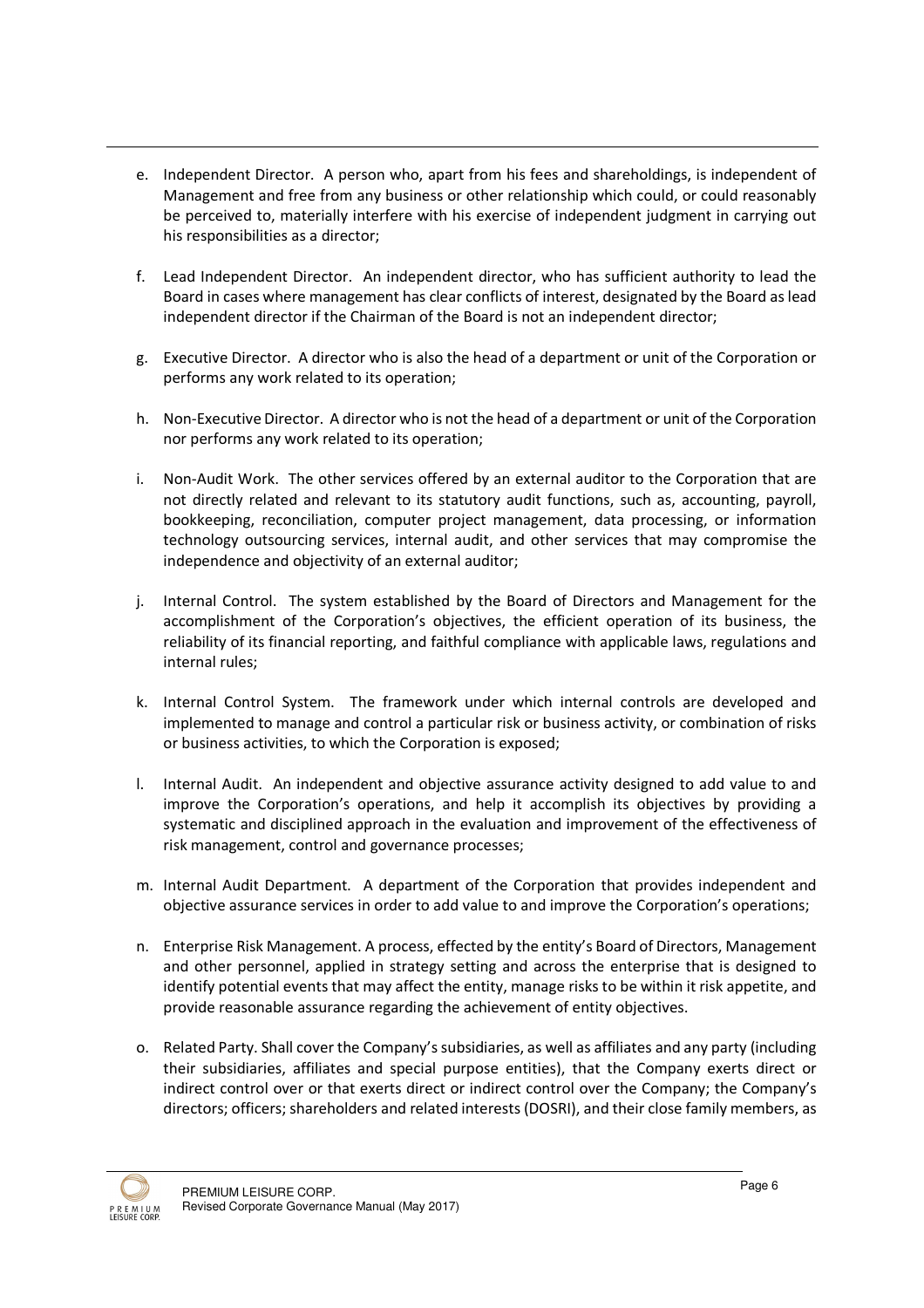e. Independent Director. A person who, apart from his fees and shareholdings, is independent of Management and free from any business or other relationship which could, or could reasonably be perceived to, materially interfere with his exercise of independent judgment in carrying out his responsibilities as a director;

f. Lead Independent Director. An independent director, who has sufficient authority to lead the Board in cases where management has clear conflicts of interest, designated by the Board as lead independent director if the Chairman of the Board is not an independent director;

g. Executive Director. A director who is also the head of a department or unit of the Corporation or performs any work related to its operation;

h. Non-Executive Director. A director who is not the head of a department or unit of the Corporation nor performs any work related to its operation;

i. Non-Audit Work. The other services offered by an external auditor to the Corporation that are not directly related and relevant to its statutory audit functions, such as, accounting, payroll, bookkeeping, reconciliation, computer project management, data processing, or information technology outsourcing services, internal audit, and other services that may compromise the independence and objectivity of an external auditor;

j. Internal Control. The system established by the Board of Directors and Management for the accomplishment of the Corporation's objectives, the efficient operation of its business, the reliability of its financial reporting, and faithful compliance with applicable laws, regulations and internal rules;

k. Internal Control System. The framework under which internal controls are developed and implemented to manage and control a particular risk or business activity, or combination of risks or business activities, to which the Corporation is exposed;

l. Internal Audit. An independent and objective assurance activity designed to add value to and improve the Corporation's operations, and help it accomplish its objectives by providing a systematic and disciplined approach in the evaluation and improvement of the effectiveness of risk management, control and governance processes;

m. Internal Audit Department. A department of the Corporation that provides independent and objective assurance services in order to add value to and improve the Corporation's operations;

n. Enterprise Risk Management. A process, effected by the entity's Board of Directors, Management and other personnel, applied in strategy setting and across the enterprise that is designed to identify potential events that may affect the entity, manage risks to be within it risk appetite, and provide reasonable assurance regarding the achievement of entity objectives.

o. Related Party. Shall cover the Company's subsidiaries, as well as affiliates and any party (including their subsidiaries, affiliates and special purpose entities), that the Company exerts direct or indirect control over or that exerts direct or indirect control over the Company; the Company's directors; officers; shareholders and related interests (DOSRI), and their close family members, as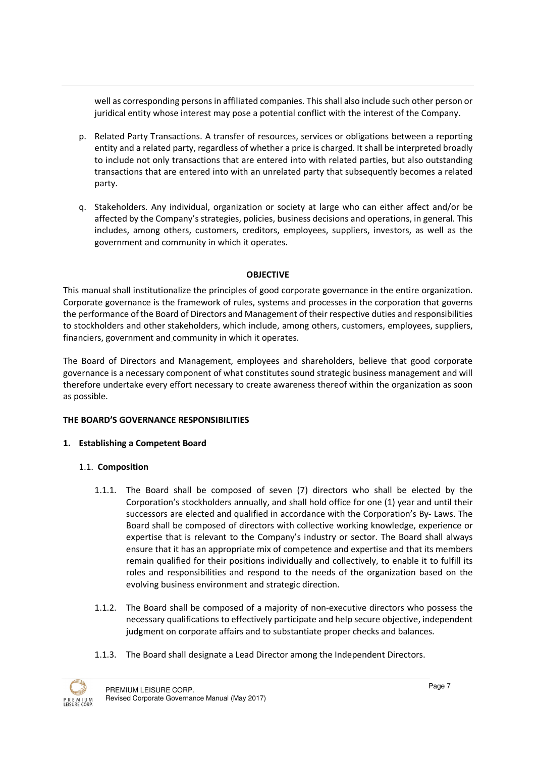well as corresponding persons in affiliated companies. This shall also include such other person or juridical entity whose interest may pose a potential conflict with the interest of the Company.

p. Related Party Transactions. A transfer of resources, services or obligations between a reporting entity and a related party, regardless of whether a price is charged. It shall be interpreted broadly to include not only transactions that are entered into with related parties, but also outstanding transactions that are entered into with an unrelated party that subsequently becomes a related party.

q. Stakeholders. Any individual, organization or society at large who can either affect and/or be affected by the Company's strategies, policies, business decisions and operations, in general. This includes, among others, customers, creditors, employees, suppliers, investors, as well as the government and community in which it operates.

## OBJECTIVE

This manual shall institutionalize the principles of good corporate governance in the entire organization. Corporate governance is the framework of rules, systems and processes in the corporation that governs the performance of the Board of Directors and Management of their respective duties and responsibilities to stockholders and other stakeholders, which include, among others, customers, employees, suppliers, financiers, government and community in which it operates.

The Board of Directors and Management, employees and shareholders, believe that good corporate governance is a necessary component of what constitutes sound strategic business management and will therefore undertake every effort necessary to create awareness thereof within the organization as soon as possible.

## THE BOARD'S GOVERNANCE RESPONSIBILITIES

### 1. Establishing a Competent Board

#### 1.1. Composition

1.1.1. The Board shall be composed of seven (7) directors who shall be elected by the Corporation's stockholders annually, and shall hold office for one (1) year and until their successors are elected and qualified in accordance with the Corporation's By- Laws. The Board shall be composed of directors with collective working knowledge, experience or expertise that is relevant to the Company's industry or sector. The Board shall always ensure that it has an appropriate mix of competence and expertise and that its members remain qualified for their positions individually and collectively, to enable it to fulfill its roles and responsibilities and respond to the needs of the organization based on the evolving business environment and strategic direction.

1.1.2. The Board shall be composed of a majority of non-executive directors who possess the necessary qualifications to effectively participate and help secure objective, independent judgment on corporate affairs and to substantiate proper checks and balances.

1.1.3. The Board shall designate a Lead Director among the Independent Directors.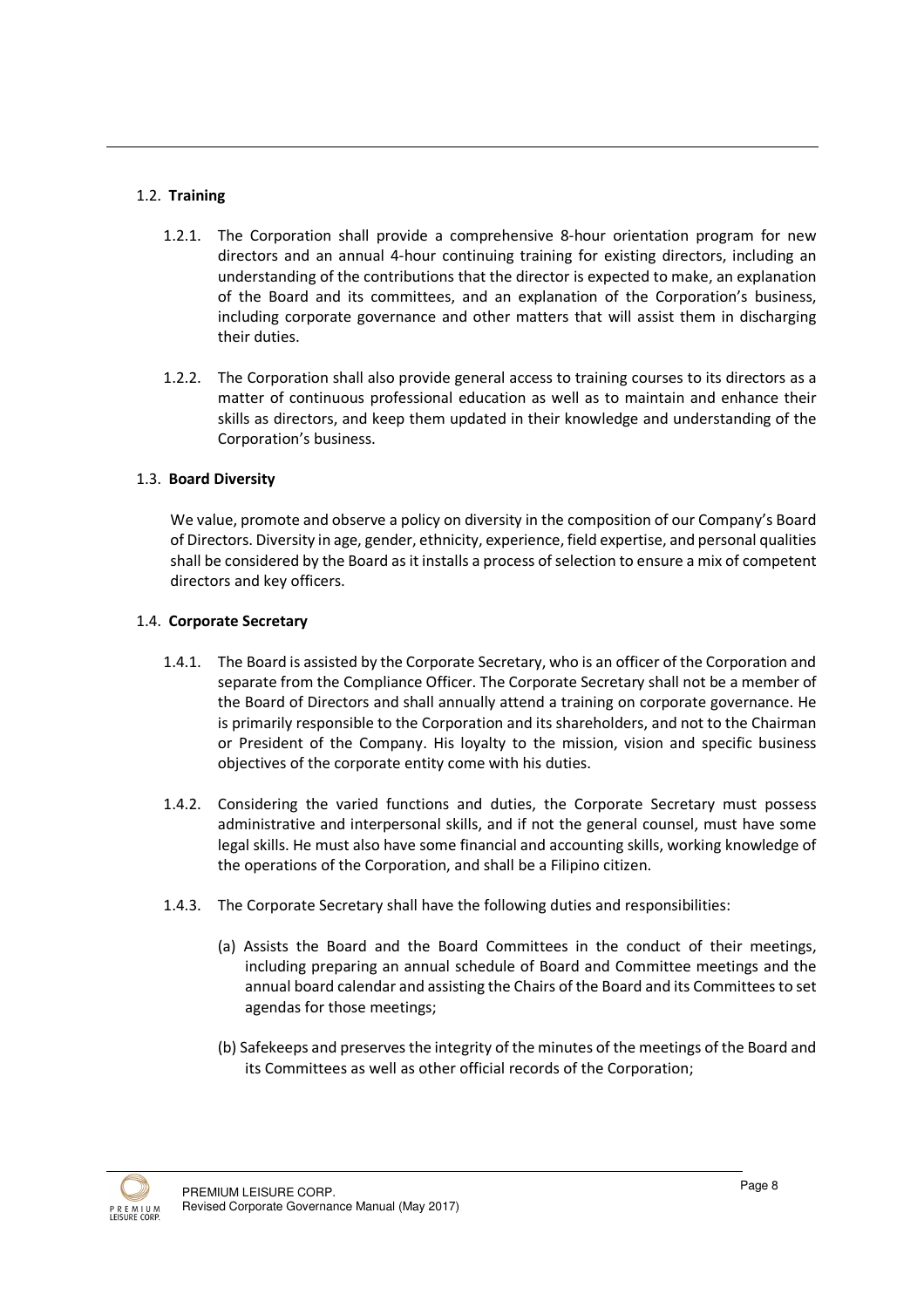### 1.2. **Training**

1.2.1. The Corporation shall provide a comprehensive 8-hour orientation program for new directors and an annual 4-hour continuing training for existing directors, including an understanding of the contributions that the director is expected to make, an explanation of the Board and its committees, and an explanation of the Corporation's business, including corporate governance and other matters that will assist them in discharging their duties.

1.2.2. The Corporation shall also provide general access to training courses to its directors as a matter of continuous professional education as well as to maintain and enhance their skills as directors, and keep them updated in their knowledge and understanding of the Corporation's business.

### 1.3. **Board Diversity**

We value, promote and observe a policy on diversity in the composition of our Company's Board of Directors. Diversity in age, gender, ethnicity, experience, field expertise, and personal qualities shall be considered by the Board as it installs a process of selection to ensure a mix of competent directors and key officers.

### 1.4. **Corporate Secretary**

1.4.1. The Board is assisted by the Corporate Secretary, who is an officer of the Corporation and separate from the Compliance Officer. The Corporate Secretary shall not be a member of the Board of Directors and shall annually attend a training on corporate governance. He is primarily responsible to the Corporation and its shareholders, and not to the Chairman or President of the Company. His loyalty to the mission, vision and specific business objectives of the corporate entity come with his duties.

1.4.2. Considering the varied functions and duties, the Corporate Secretary must possess administrative and interpersonal skills, and if not the general counsel, must have some legal skills. He must also have some financial and accounting skills, working knowledge of the operations of the Corporation, and shall be a Filipino citizen.

1.4.3. The Corporate Secretary shall have the following duties and responsibilities:

(a) Assists the Board and the Board Committees in the conduct of their meetings, including preparing an annual schedule of Board and Committee meetings and the annual board calendar and assisting the Chairs of the Board and its Committees to set agendas for those meetings;

(b) Safekeeps and preserves the integrity of the minutes of the meetings of the Board and its Committees as well as other official records of the Corporation;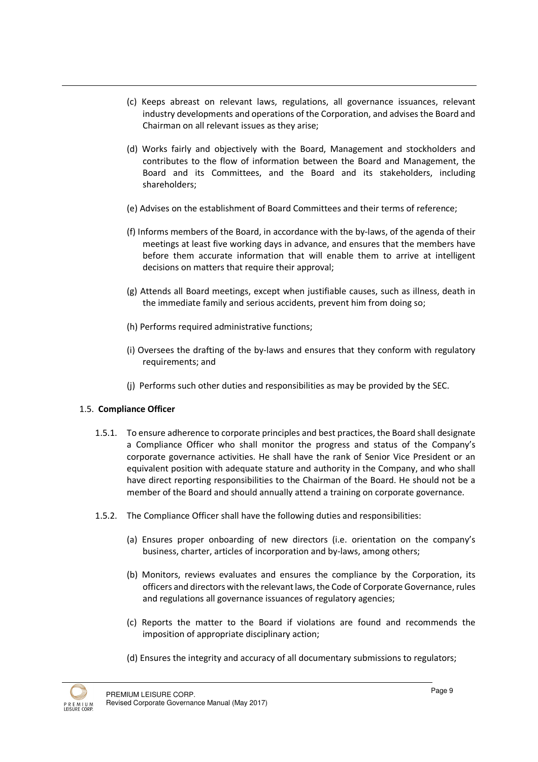(c) Keeps abreast on relevant laws, regulations, all governance issuances, relevant industry developments and operations of the Corporation, and advises the Board and Chairman on all relevant issues as they arise;

(d) Works fairly and objectively with the Board, Management and stockholders and contributes to the flow of information between the Board and Management, the Board and its Committees, and the Board and its stakeholders, including shareholders;

(e) Advises on the establishment of Board Committees and their terms of reference;

(f) Informs members of the Board, in accordance with the by-laws, of the agenda of their meetings at least five working days in advance, and ensures that the members have before them accurate information that will enable them to arrive at intelligent decisions on matters that require their approval;

(g) Attends all Board meetings, except when justifiable causes, such as illness, death in the immediate family and serious accidents, prevent him from doing so;

(h) Performs required administrative functions;

(i) Oversees the drafting of the by-laws and ensures that they conform with regulatory requirements; and

(j) Performs such other duties and responsibilities as may be provided by the SEC.

### 1.5. **Compliance Officer**

1.5.1. To ensure adherence to corporate principles and best practices, the Board shall designate a Compliance Officer who shall monitor the progress and status of the Company's corporate governance activities. He shall have the rank of Senior Vice President or an equivalent position with adequate stature and authority in the Company, and who shall have direct reporting responsibilities to the Chairman of the Board. He should not be a member of the Board and should annually attend a training on corporate governance.

1.5.2. The Compliance Officer shall have the following duties and responsibilities:

(a) Ensures proper onboarding of new directors (i.e. orientation on the company's business, charter, articles of incorporation and by-laws, among others;

(b) Monitors, reviews evaluates and ensures the compliance by the Corporation, its officers and directors with the relevant laws, the Code of Corporate Governance, rules and regulations all governance issuances of regulatory agencies;

(c) Reports the matter to the Board if violations are found and recommends the imposition of appropriate disciplinary action;

(d) Ensures the integrity and accuracy of all documentary submissions to regulators;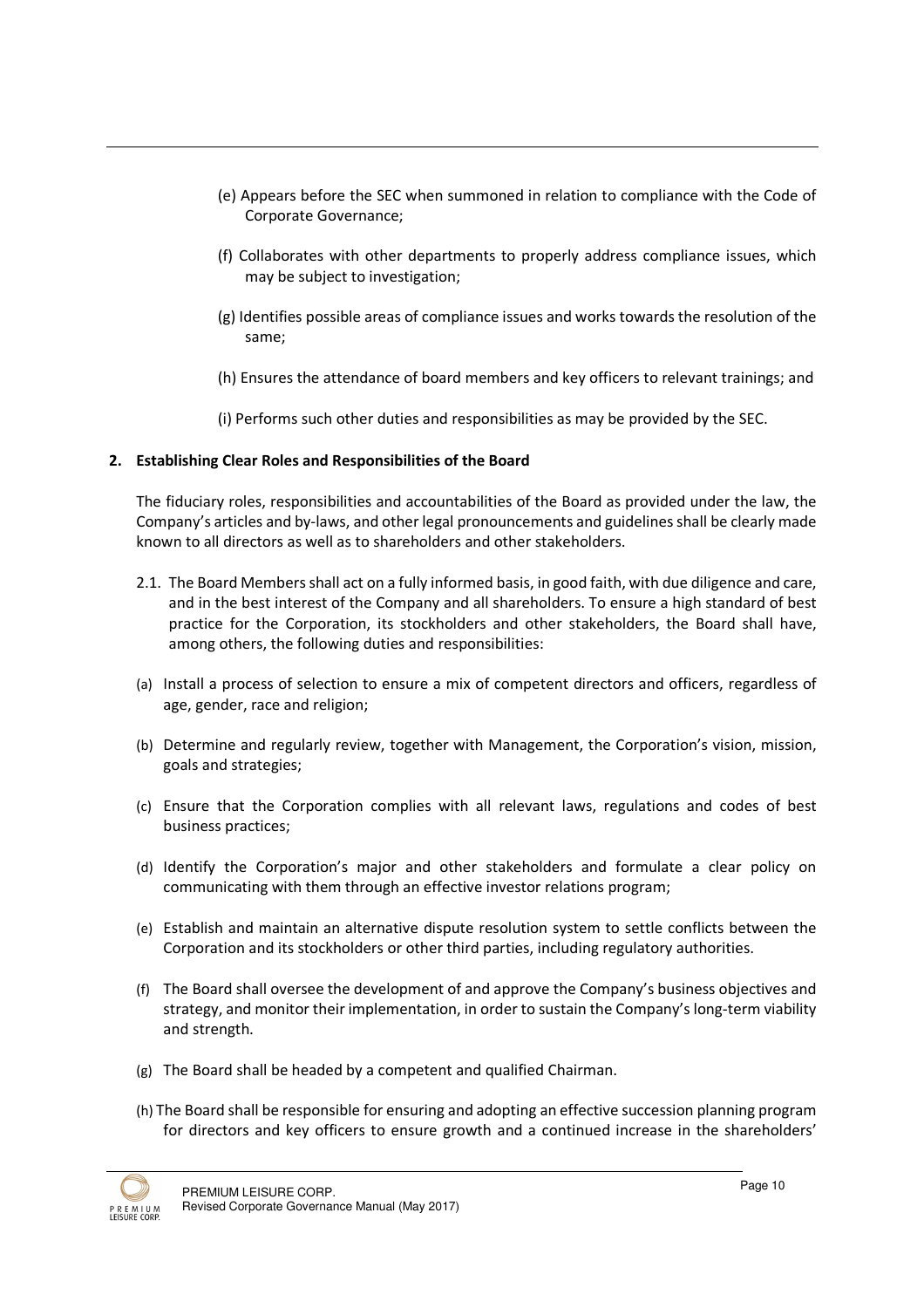(e) Appears before the SEC when summoned in relation to compliance with the Code of Corporate Governance;

(f) Collaborates with other departments to properly address compliance issues, which may be subject to investigation;

(g) Identifies possible areas of compliance issues and works towards the resolution of the same;

(h) Ensures the attendance of board members and key officers to relevant trainings; and

(i) Performs such other duties and responsibilities as may be provided by the SEC.

**2. Establishing Clear Roles and Responsibilities of the Board**

The fiduciary roles, responsibilities and accountabilities of the Board as provided under the law, the Company's articles and by-laws, and other legal pronouncements and guidelines shall be clearly made known to all directors as well as to shareholders and other stakeholders.

2.1. The Board Members shall act on a fully informed basis, in good faith, with due diligence and care, and in the best interest of the Company and all shareholders. To ensure a high standard of best practice for the Corporation, its stockholders and other stakeholders, the Board shall have, among others, the following duties and responsibilities:

(a) Install a process of selection to ensure a mix of competent directors and officers, regardless of age, gender, race and religion;

(b) Determine and regularly review, together with Management, the Corporation's vision, mission, goals and strategies;

(c) Ensure that the Corporation complies with all relevant laws, regulations and codes of best business practices;

(d) Identify the Corporation's major and other stakeholders and formulate a clear policy on communicating with them through an effective investor relations program;

(e) Establish and maintain an alternative dispute resolution system to settle conflicts between the Corporation and its stockholders or other third parties, including regulatory authorities.

(f) The Board shall oversee the development of and approve the Company's business objectives and strategy, and monitor their implementation, in order to sustain the Company's long-term viability and strength.

(g) The Board shall be headed by a competent and qualified Chairman.

(h) The Board shall be responsible for ensuring and adopting an effective succession planning program for directors and key officers to ensure growth and a continued increase in the shareholders'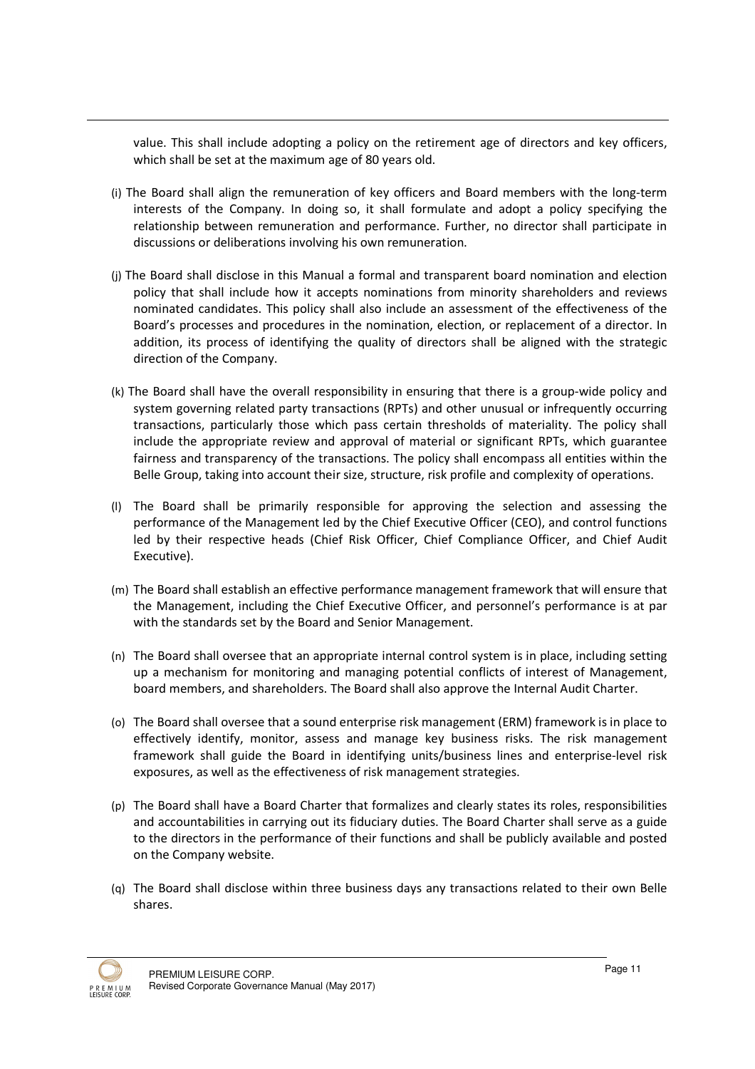value. This shall include adopting a policy on the retirement age of directors and key officers, which shall be set at the maximum age of 80 years old.

(i) The Board shall align the remuneration of key officers and Board members with the long-term interests of the Company. In doing so, it shall formulate and adopt a policy specifying the relationship between remuneration and performance. Further, no director shall participate in discussions or deliberations involving his own remuneration.

(j) The Board shall disclose in this Manual a formal and transparent board nomination and election policy that shall include how it accepts nominations from minority shareholders and reviews nominated candidates. This policy shall also include an assessment of the effectiveness of the Board's processes and procedures in the nomination, election, or replacement of a director. In addition, its process of identifying the quality of directors shall be aligned with the strategic direction of the Company.

(k) The Board shall have the overall responsibility in ensuring that there is a group-wide policy and system governing related party transactions (RPTs) and other unusual or infrequently occurring transactions, particularly those which pass certain thresholds of materiality. The policy shall include the appropriate review and approval of material or significant RPTs, which guarantee fairness and transparency of the transactions. The policy shall encompass all entities within the Belle Group, taking into account their size, structure, risk profile and complexity of operations.

(l) The Board shall be primarily responsible for approving the selection and assessing the performance of the Management led by the Chief Executive Officer (CEO), and control functions led by their respective heads (Chief Risk Officer, Chief Compliance Officer, and Chief Audit Executive).

(m) The Board shall establish an effective performance management framework that will ensure that the Management, including the Chief Executive Officer, and personnel's performance is at par with the standards set by the Board and Senior Management.

(n) The Board shall oversee that an appropriate internal control system is in place, including setting up a mechanism for monitoring and managing potential conflicts of interest of Management, board members, and shareholders. The Board shall also approve the Internal Audit Charter.

(o) The Board shall oversee that a sound enterprise risk management (ERM) framework is in place to effectively identify, monitor, assess and manage key business risks. The risk management framework shall guide the Board in identifying units/business lines and enterprise-level risk exposures, as well as the effectiveness of risk management strategies.

(p) The Board shall have a Board Charter that formalizes and clearly states its roles, responsibilities and accountabilities in carrying out its fiduciary duties. The Board Charter shall serve as a guide to the directors in the performance of their functions and shall be publicly available and posted on the Company website.

(q) The Board shall disclose within three business days any transactions related to their own Belle shares.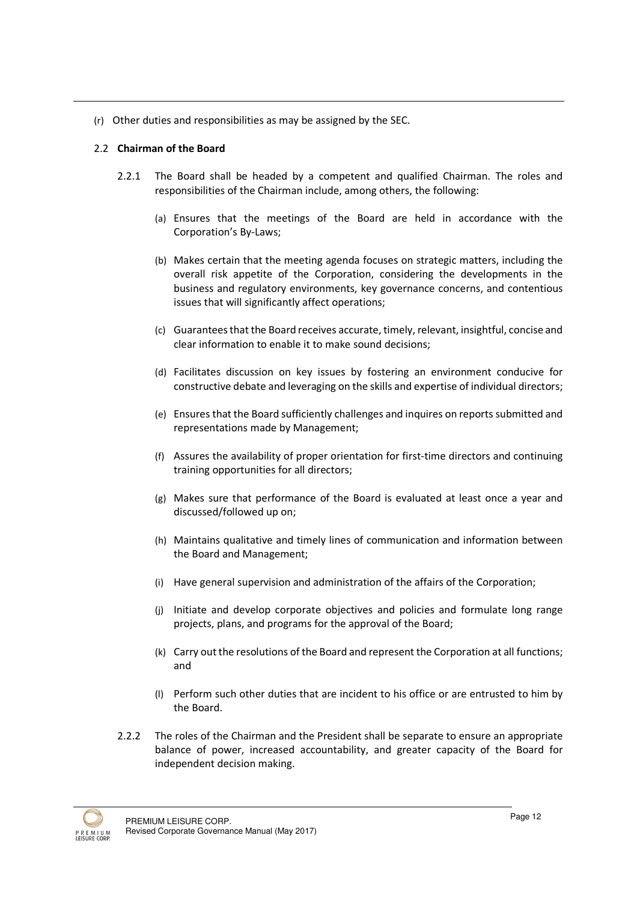(r) Other duties and responsibilities as may be assigned by the SEC.

## 2.2 **Chairman of the Board**

2.2.1 The Board shall be headed by a competent and qualified Chairman. The roles and responsibilities of the Chairman include, among others, the following:

(a) Ensures that the meetings of the Board are held in accordance with the Corporation's By-Laws;

(b) Makes certain that the meeting agenda focuses on strategic matters, including the overall risk appetite of the Corporation, considering the developments in the business and regulatory environments, key governance concerns, and contentious issues that will significantly affect operations;

(c) Guarantees that the Board receives accurate, timely, relevant, insightful, concise and clear information to enable it to make sound decisions;

(d) Facilitates discussion on key issues by fostering an environment conducive for constructive debate and leveraging on the skills and expertise of individual directors;

(e) Ensures that the Board sufficiently challenges and inquires on reports submitted and representations made by Management;

(f) Assures the availability of proper orientation for first-time directors and continuing training opportunities for all directors;

(g) Makes sure that performance of the Board is evaluated at least once a year and discussed/followed up on;

(h) Maintains qualitative and timely lines of communication and information between the Board and Management;

(i) Have general supervision and administration of the affairs of the Corporation;

(j) Initiate and develop corporate objectives and policies and formulate long range projects, plans, and programs for the approval of the Board;

(k) Carry out the resolutions of the Board and represent the Corporation at all functions; and

(l) Perform such other duties that are incident to his office or are entrusted to him by the Board.

2.2.2 The roles of the Chairman and the President shall be separate to ensure an appropriate balance of power, increased accountability, and greater capacity of the Board for independent decision making.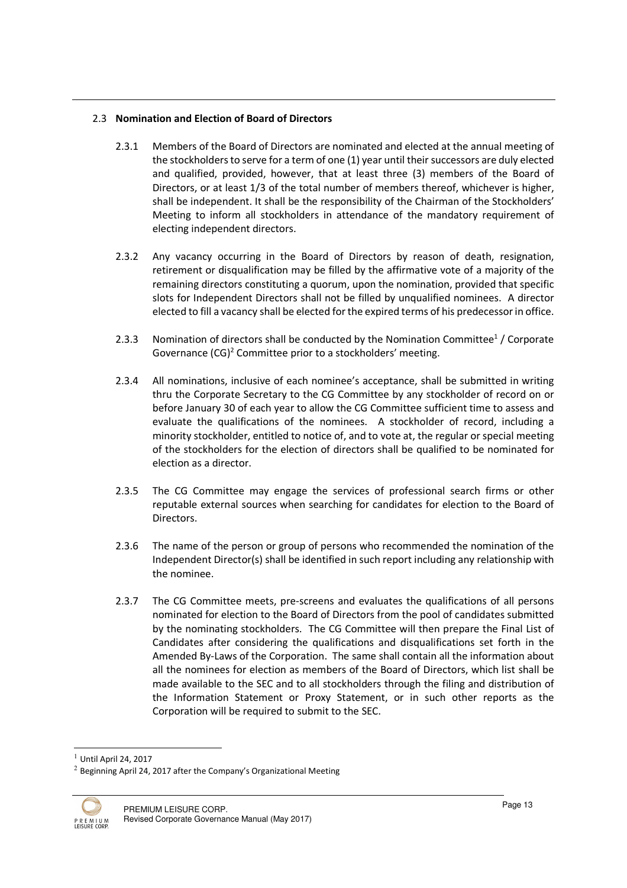## 2.3 **Nomination and Election of Board of Directors**

2.3.1 Members of the Board of Directors are nominated and elected at the annual meeting of the stockholders to serve for a term of one (1) year until their successors are duly elected and qualified, provided, however, that at least three (3) members of the Board of Directors, or at least 1/3 of the total number of members thereof, whichever is higher, shall be independent. It shall be the responsibility of the Chairman of the Stockholders' Meeting to inform all stockholders in attendance of the mandatory requirement of electing independent directors.

2.3.2 Any vacancy occurring in the Board of Directors by reason of death, resignation, retirement or disqualification may be filled by the affirmative vote of a majority of the remaining directors constituting a quorum, upon the nomination, provided that specific slots for Independent Directors shall not be filled by unqualified nominees. A director elected to fill a vacancy shall be elected for the expired terms of his predecessor in office.

2.3.3 Nomination of directors shall be conducted by the Nomination Committee[1] / Corporate Governance (CG)[2] Committee prior to a stockholders' meeting.

2.3.4 All nominations, inclusive of each nominee's acceptance, shall be submitted in writing thru the Corporate Secretary to the CG Committee by any stockholder of record on or before January 30 of each year to allow the CG Committee sufficient time to assess and evaluate the qualifications of the nominees. A stockholder of record, including a minority stockholder, entitled to notice of, and to vote at, the regular or special meeting of the stockholders for the election of directors shall be qualified to be nominated for election as a director.

2.3.5 The CG Committee may engage the services of professional search firms or other reputable external sources when searching for candidates for election to the Board of Directors.

2.3.6 The name of the person or group of persons who recommended the nomination of the Independent Director(s) shall be identified in such report including any relationship with the nominee.

2.3.7 The CG Committee meets, pre-screens and evaluates the qualifications of all persons nominated for election to the Board of Directors from the pool of candidates submitted by the nominating stockholders. The CG Committee will then prepare the Final List of Candidates after considering the qualifications and disqualifications set forth in the Amended By-Laws of the Corporation. The same shall contain all the information about all the nominees for election as members of the Board of Directors, which list shall be made available to the SEC and to all stockholders through the filing and distribution of the Information Statement or Proxy Statement, or in such other reports as the Corporation will be required to submit to the SEC.

---

[1] Until April 24, 2017

[2] Beginning April 24, 2017 after the Company's Organizational Meeting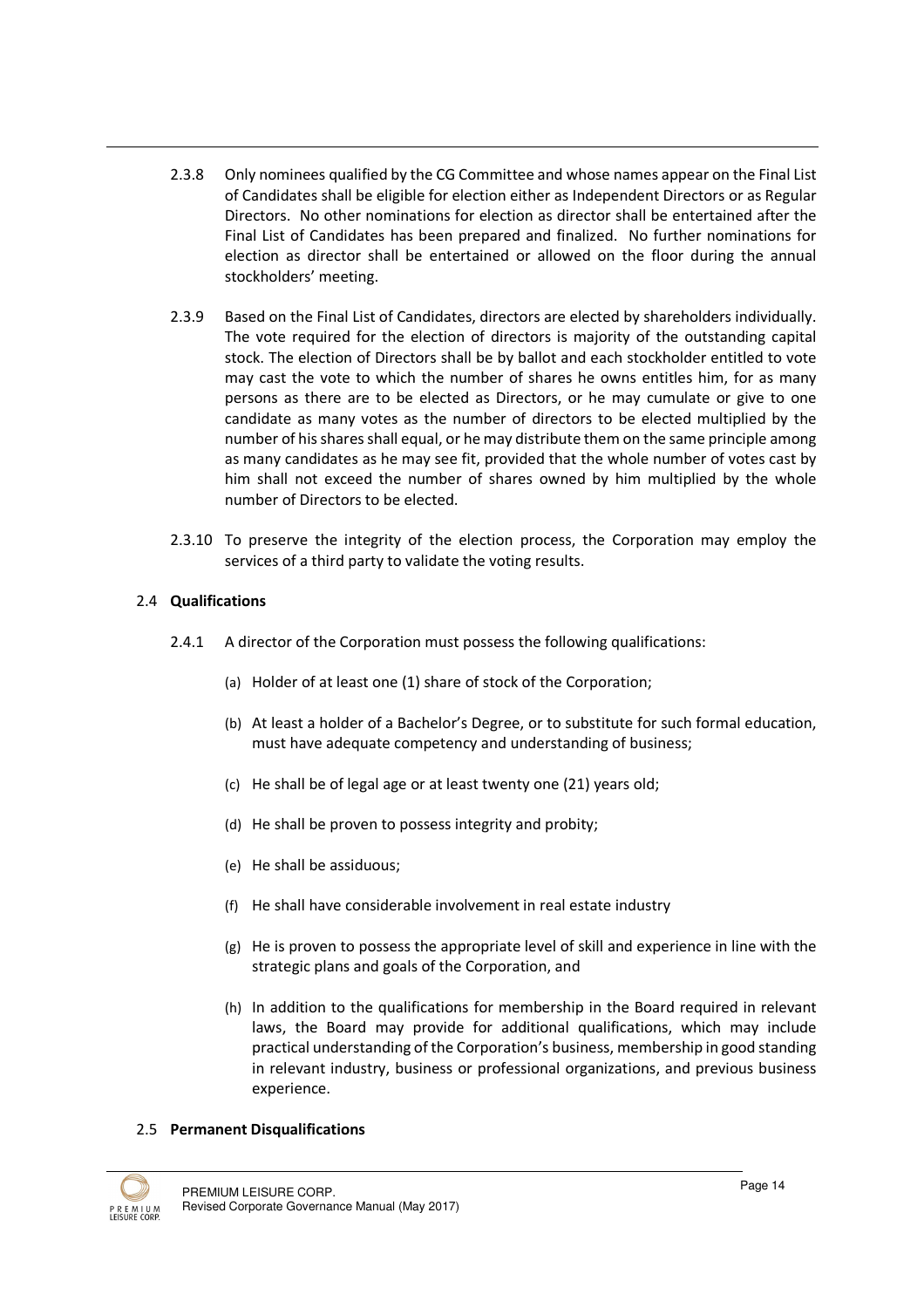2.3.8 Only nominees qualified by the CG Committee and whose names appear on the Final List of Candidates shall be eligible for election either as Independent Directors or as Regular Directors. No other nominations for election as director shall be entertained after the Final List of Candidates has been prepared and finalized. No further nominations for election as director shall be entertained or allowed on the floor during the annual stockholders' meeting.

2.3.9 Based on the Final List of Candidates, directors are elected by shareholders individually. The vote required for the election of directors is majority of the outstanding capital stock. The election of Directors shall be by ballot and each stockholder entitled to vote may cast the vote to which the number of shares he owns entitles him, for as many persons as there are to be elected as Directors, or he may cumulate or give to one candidate as many votes as the number of directors to be elected multiplied by the number of his shares shall equal, or he may distribute them on the same principle among as many candidates as he may see fit, provided that the whole number of votes cast by him shall not exceed the number of shares owned by him multiplied by the whole number of Directors to be elected.

2.3.10 To preserve the integrity of the election process, the Corporation may employ the services of a third party to validate the voting results.

## 2.4 **Qualifications**

2.4.1 A director of the Corporation must possess the following qualifications:

(a) Holder of at least one (1) share of stock of the Corporation;

(b) At least a holder of a Bachelor's Degree, or to substitute for such formal education, must have adequate competency and understanding of business;

(c) He shall be of legal age or at least twenty one (21) years old;

(d) He shall be proven to possess integrity and probity;

(e) He shall be assiduous;

(f) He shall have considerable involvement in real estate industry

(g) He is proven to possess the appropriate level of skill and experience in line with the strategic plans and goals of the Corporation, and

(h) In addition to the qualifications for membership in the Board required in relevant laws, the Board may provide for additional qualifications, which may include practical understanding of the Corporation's business, membership in good standing in relevant industry, business or professional organizations, and previous business experience.

## 2.5 **Permanent Disqualifications**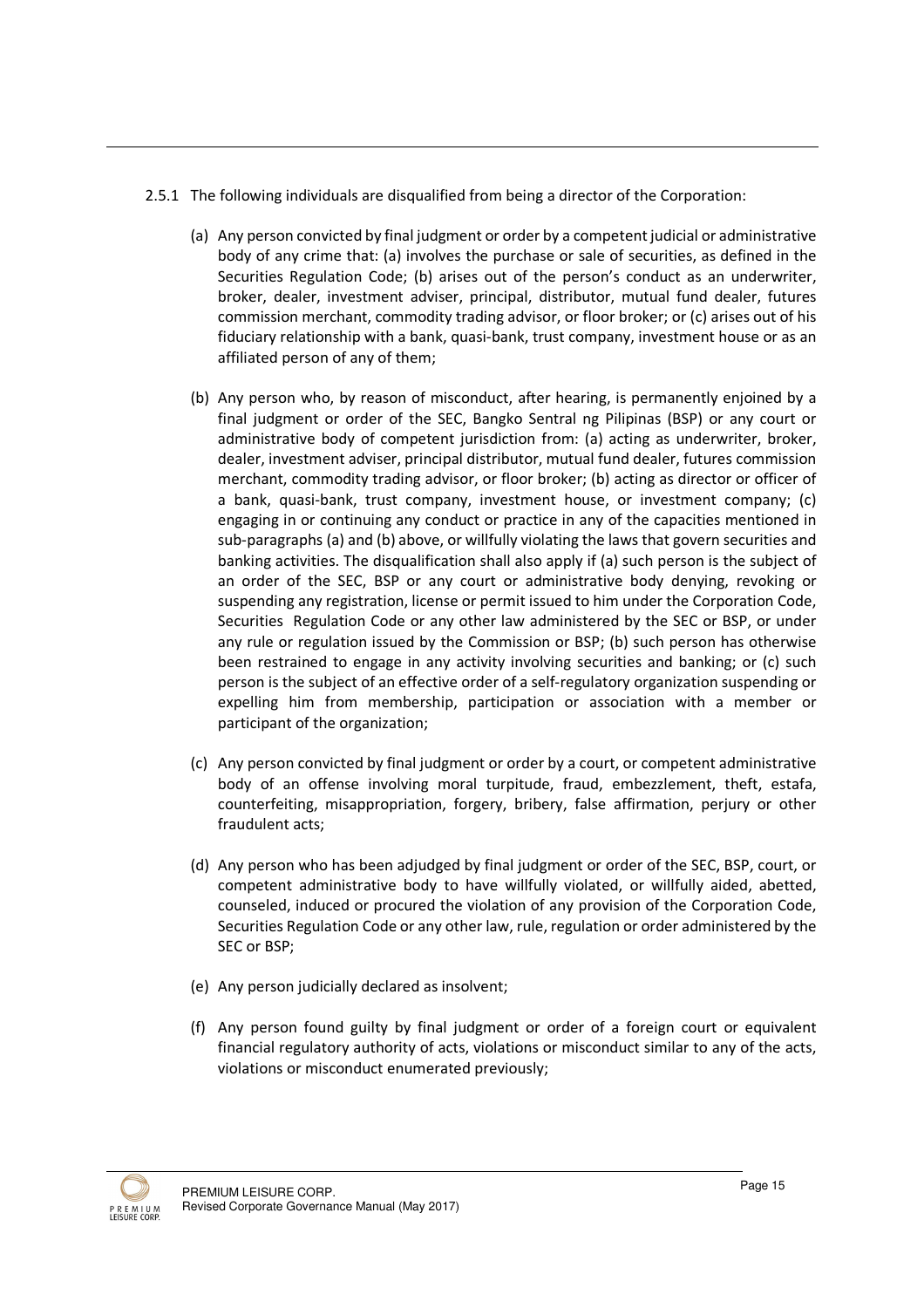2.5.1 The following individuals are disqualified from being a director of the Corporation:

(a) Any person convicted by final judgment or order by a competent judicial or administrative body of any crime that: (a) involves the purchase or sale of securities, as defined in the Securities Regulation Code; (b) arises out of the person's conduct as an underwriter, broker, dealer, investment adviser, principal, distributor, mutual fund dealer, futures commission merchant, commodity trading advisor, or floor broker; or (c) arises out of his fiduciary relationship with a bank, quasi-bank, trust company, investment house or as an affiliated person of any of them;

(b) Any person who, by reason of misconduct, after hearing, is permanently enjoined by a final judgment or order of the SEC, Bangko Sentral ng Pilipinas (BSP) or any court or administrative body of competent jurisdiction from: (a) acting as underwriter, broker, dealer, investment adviser, principal distributor, mutual fund dealer, futures commission merchant, commodity trading advisor, or floor broker; (b) acting as director or officer of a bank, quasi-bank, trust company, investment house, or investment company; (c) engaging in or continuing any conduct or practice in any of the capacities mentioned in sub-paragraphs (a) and (b) above, or willfully violating the laws that govern securities and banking activities. The disqualification shall also apply if (a) such person is the subject of an order of the SEC, BSP or any court or administrative body denying, revoking or suspending any registration, license or permit issued to him under the Corporation Code, Securities Regulation Code or any other law administered by the SEC or BSP, or under any rule or regulation issued by the Commission or BSP; (b) such person has otherwise been restrained to engage in any activity involving securities and banking; or (c) such person is the subject of an effective order of a self-regulatory organization suspending or expelling him from membership, participation or association with a member or participant of the organization;

(c) Any person convicted by final judgment or order by a court, or competent administrative body of an offense involving moral turpitude, fraud, embezzlement, theft, estafa, counterfeiting, misappropriation, forgery, bribery, false affirmation, perjury or other fraudulent acts;

(d) Any person who has been adjudged by final judgment or order of the SEC, BSP, court, or competent administrative body to have willfully violated, or willfully aided, abetted, counseled, induced or procured the violation of any provision of the Corporation Code, Securities Regulation Code or any other law, rule, regulation or order administered by the SEC or BSP;

(e) Any person judicially declared as insolvent;

(f) Any person found guilty by final judgment or order of a foreign court or equivalent financial regulatory authority of acts, violations or misconduct similar to any of the acts, violations or misconduct enumerated previously;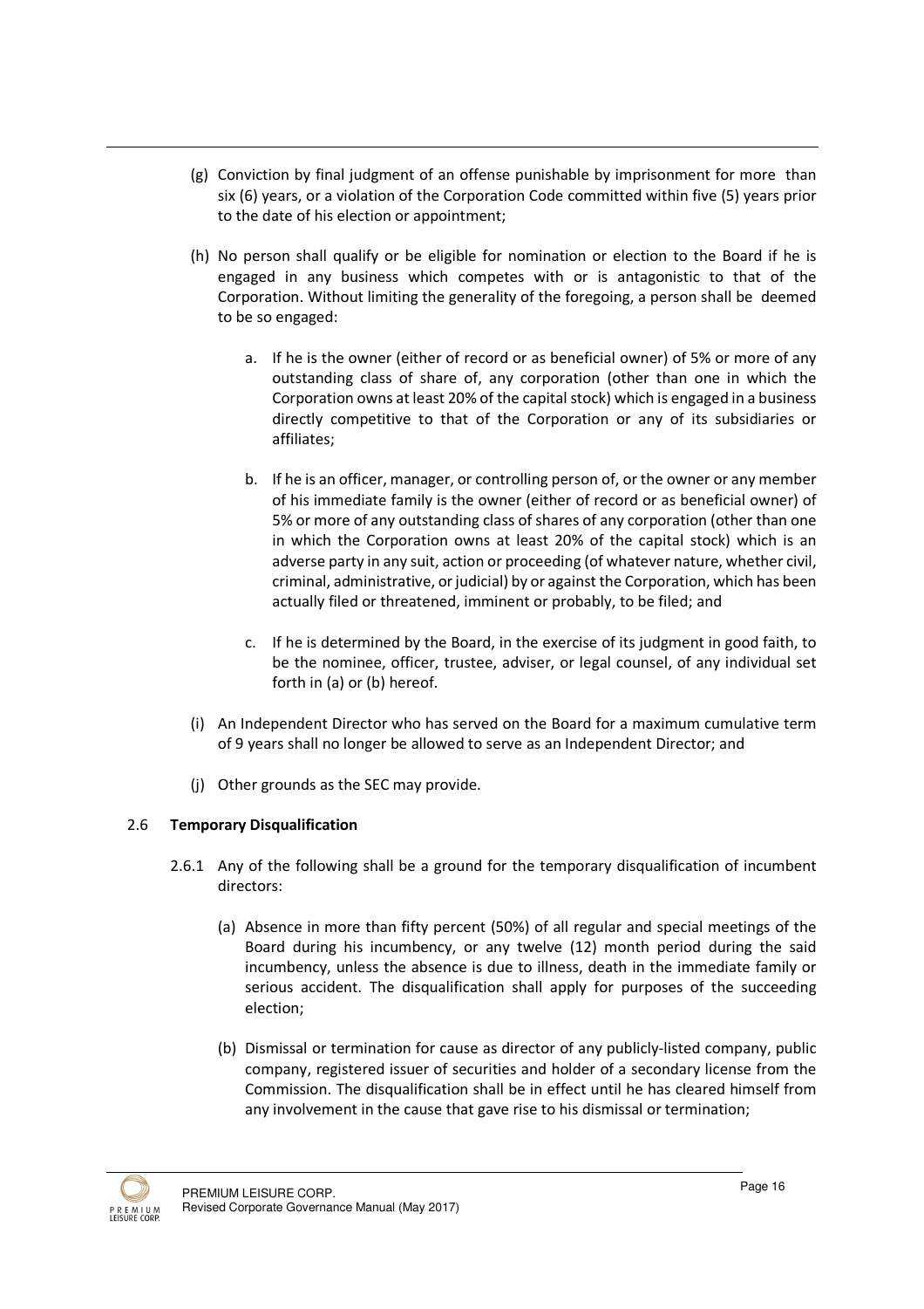(g) Conviction by final judgment of an offense punishable by imprisonment for more than six (6) years, or a violation of the Corporation Code committed within five (5) years prior to the date of his election or appointment;

(h) No person shall qualify or be eligible for nomination or election to the Board if he is engaged in any business which competes with or is antagonistic to that of the Corporation. Without limiting the generality of the foregoing, a person shall be deemed to be so engaged:

   a. If he is the owner (either of record or as beneficial owner) of 5% or more of any outstanding class of share of, any corporation (other than one in which the Corporation owns at least 20% of the capital stock) which is engaged in a business directly competitive to that of the Corporation or any of its subsidiaries or affiliates;

   b. If he is an officer, manager, or controlling person of, or the owner or any member of his immediate family is the owner (either of record or as beneficial owner) of 5% or more of any outstanding class of shares of any corporation (other than one in which the Corporation owns at least 20% of the capital stock) which is an adverse party in any suit, action or proceeding (of whatever nature, whether civil, criminal, administrative, or judicial) by or against the Corporation, which has been actually filed or threatened, imminent or probably, to be filed; and

   c. If he is determined by the Board, in the exercise of its judgment in good faith, to be the nominee, officer, trustee, adviser, or legal counsel, of any individual set forth in (a) or (b) hereof.

(i) An Independent Director who has served on the Board for a maximum cumulative term of 9 years shall no longer be allowed to serve as an Independent Director; and

(j) Other grounds as the SEC may provide.

### 2.6 Temporary Disqualification

2.6.1 Any of the following shall be a ground for the temporary disqualification of incumbent directors:

(a) Absence in more than fifty percent (50%) of all regular and special meetings of the Board during his incumbency, or any twelve (12) month period during the said incumbency, unless the absence is due to illness, death in the immediate family or serious accident. The disqualification shall apply for purposes of the succeeding election;

(b) Dismissal or termination for cause as director of any publicly-listed company, public company, registered issuer of securities and holder of a secondary license from the Commission. The disqualification shall be in effect until he has cleared himself from any involvement in the cause that gave rise to his dismissal or termination;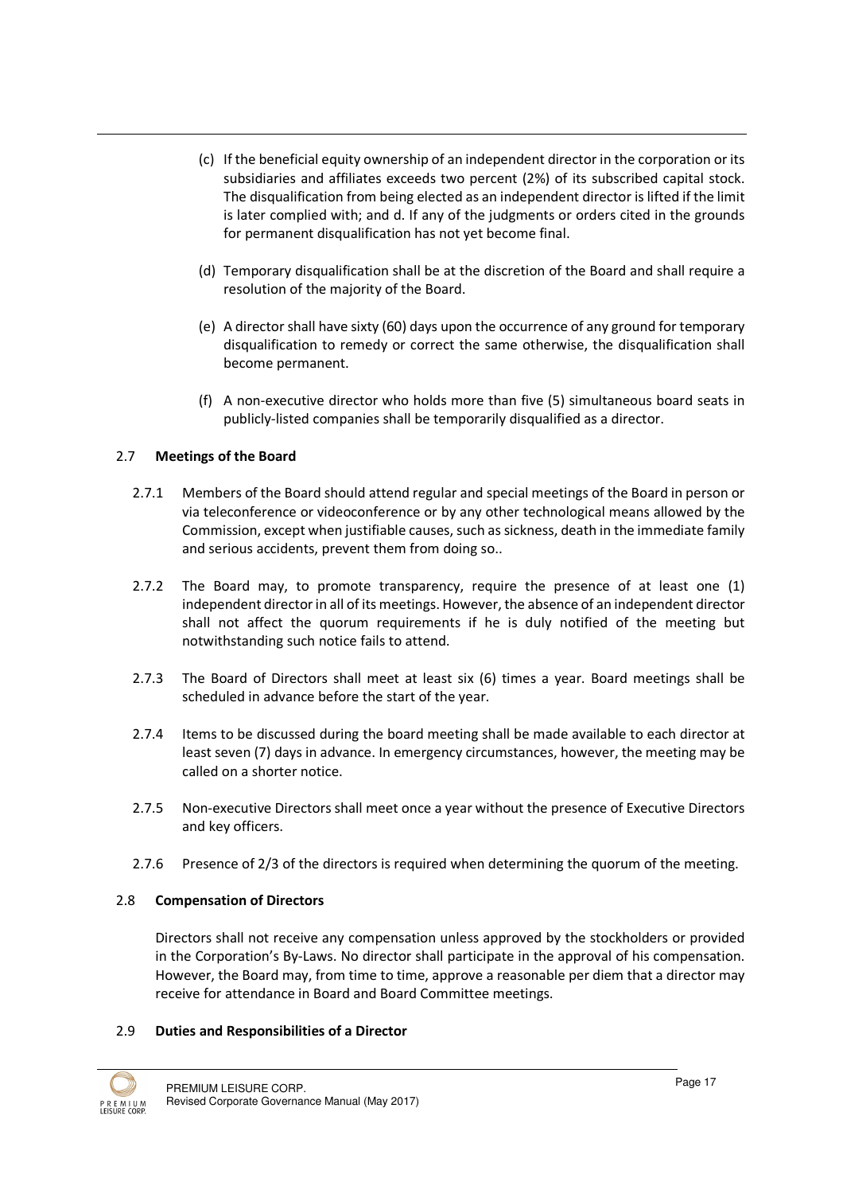(c) If the beneficial equity ownership of an independent director in the corporation or its subsidiaries and affiliates exceeds two percent (2%) of its subscribed capital stock. The disqualification from being elected as an independent director is lifted if the limit is later complied with; and d. If any of the judgments or orders cited in the grounds for permanent disqualification has not yet become final.

(d) Temporary disqualification shall be at the discretion of the Board and shall require a resolution of the majority of the Board.

(e) A director shall have sixty (60) days upon the occurrence of any ground for temporary disqualification to remedy or correct the same otherwise, the disqualification shall become permanent.

(f) A non-executive director who holds more than five (5) simultaneous board seats in publicly-listed companies shall be temporarily disqualified as a director.

### 2.7 Meetings of the Board

2.7.1 Members of the Board should attend regular and special meetings of the Board in person or via teleconference or videoconference or by any other technological means allowed by the Commission, except when justifiable causes, such as sickness, death in the immediate family and serious accidents, prevent them from doing so..

2.7.2 The Board may, to promote transparency, require the presence of at least one (1) independent director in all of its meetings. However, the absence of an independent director shall not affect the quorum requirements if he is duly notified of the meeting but notwithstanding such notice fails to attend.

2.7.3 The Board of Directors shall meet at least six (6) times a year. Board meetings shall be scheduled in advance before the start of the year.

2.7.4 Items to be discussed during the board meeting shall be made available to each director at least seven (7) days in advance. In emergency circumstances, however, the meeting may be called on a shorter notice.

2.7.5 Non-executive Directors shall meet once a year without the presence of Executive Directors and key officers.

2.7.6 Presence of 2/3 of the directors is required when determining the quorum of the meeting.

### 2.8 Compensation of Directors

Directors shall not receive any compensation unless approved by the stockholders or provided in the Corporation's By-Laws. No director shall participate in the approval of his compensation. However, the Board may, from time to time, approve a reasonable per diem that a director may receive for attendance in Board and Board Committee meetings.

### 2.9 Duties and Responsibilities of a Director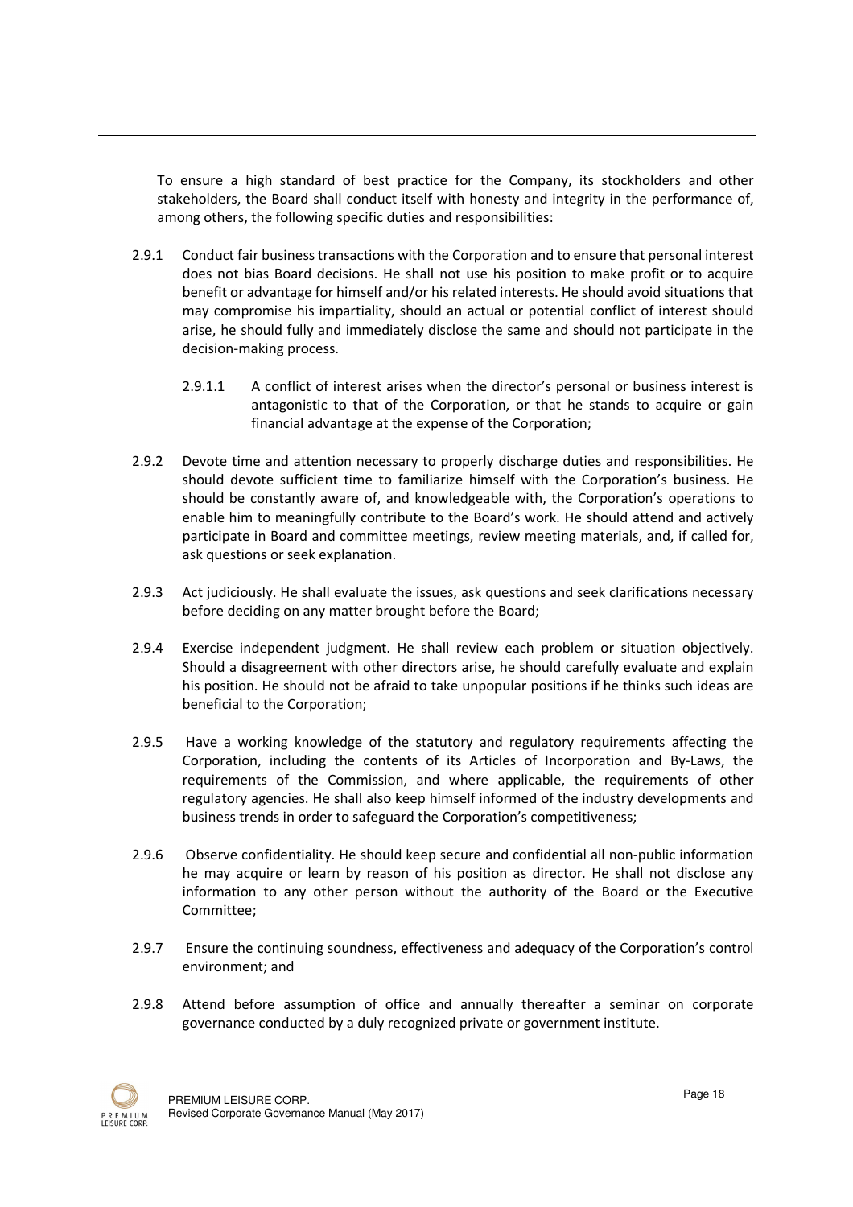To ensure a high standard of best practice for the Company, its stockholders and other stakeholders, the Board shall conduct itself with honesty and integrity in the performance of, among others, the following specific duties and responsibilities:

2.9.1 Conduct fair business transactions with the Corporation and to ensure that personal interest does not bias Board decisions. He shall not use his position to make profit or to acquire benefit or advantage for himself and/or his related interests. He should avoid situations that may compromise his impartiality, should an actual or potential conflict of interest should arise, he should fully and immediately disclose the same and should not participate in the decision-making process.

  2.9.1.1 A conflict of interest arises when the director's personal or business interest is antagonistic to that of the Corporation, or that he stands to acquire or gain financial advantage at the expense of the Corporation;

2.9.2 Devote time and attention necessary to properly discharge duties and responsibilities. He should devote sufficient time to familiarize himself with the Corporation's business. He should be constantly aware of, and knowledgeable with, the Corporation's operations to enable him to meaningfully contribute to the Board's work. He should attend and actively participate in Board and committee meetings, review meeting materials, and, if called for, ask questions or seek explanation.

2.9.3 Act judiciously. He shall evaluate the issues, ask questions and seek clarifications necessary before deciding on any matter brought before the Board;

2.9.4 Exercise independent judgment. He shall review each problem or situation objectively. Should a disagreement with other directors arise, he should carefully evaluate and explain his position. He should not be afraid to take unpopular positions if he thinks such ideas are beneficial to the Corporation;

2.9.5 Have a working knowledge of the statutory and regulatory requirements affecting the Corporation, including the contents of its Articles of Incorporation and By-Laws, the requirements of the Commission, and where applicable, the requirements of other regulatory agencies. He shall also keep himself informed of the industry developments and business trends in order to safeguard the Corporation's competitiveness;

2.9.6 Observe confidentiality. He should keep secure and confidential all non-public information he may acquire or learn by reason of his position as director. He shall not disclose any information to any other person without the authority of the Board or the Executive Committee;

2.9.7 Ensure the continuing soundness, effectiveness and adequacy of the Corporation's control environment; and

2.9.8 Attend before assumption of office and annually thereafter a seminar on corporate governance conducted by a duly recognized private or government institute.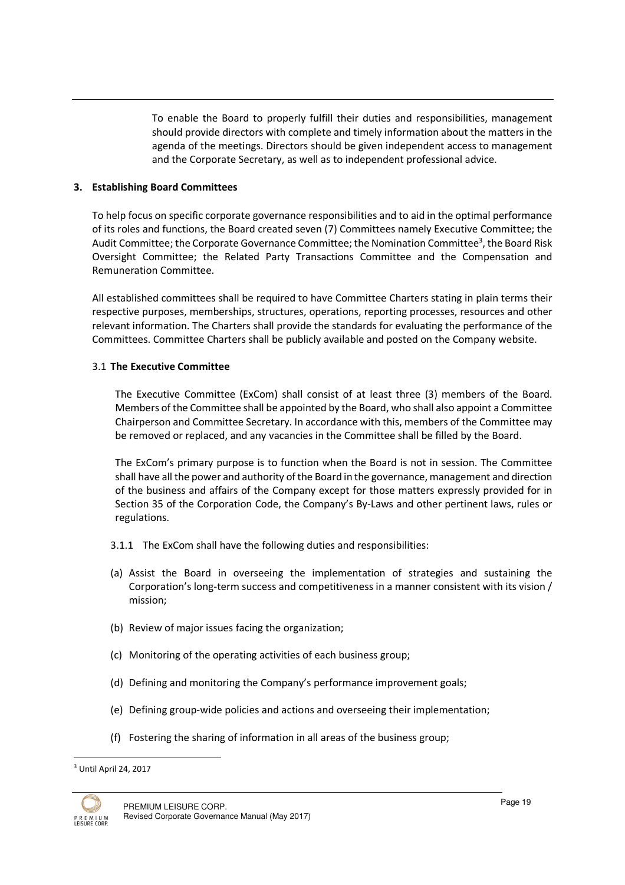To enable the Board to properly fulfill their duties and responsibilities, management should provide directors with complete and timely information about the matters in the agenda of the meetings. Directors should be given independent access to management and the Corporate Secretary, as well as to independent professional advice.

## 3. Establishing Board Committees

To help focus on specific corporate governance responsibilities and to aid in the optimal performance of its roles and functions, the Board created seven (7) Committees namely Executive Committee; the Audit Committee; the Corporate Governance Committee; the Nomination Committee[3], the Board Risk Oversight Committee; the Related Party Transactions Committee and the Compensation and Remuneration Committee.

All established committees shall be required to have Committee Charters stating in plain terms their respective purposes, memberships, structures, operations, reporting processes, resources and other relevant information. The Charters shall provide the standards for evaluating the performance of the Committees. Committee Charters shall be publicly available and posted on the Company website.

### 3.1 The Executive Committee

The Executive Committee (ExCom) shall consist of at least three (3) members of the Board. Members of the Committee shall be appointed by the Board, who shall also appoint a Committee Chairperson and Committee Secretary. In accordance with this, members of the Committee may be removed or replaced, and any vacancies in the Committee shall be filled by the Board.

The ExCom's primary purpose is to function when the Board is not in session. The Committee shall have all the power and authority of the Board in the governance, management and direction of the business and affairs of the Company except for those matters expressly provided for in Section 35 of the Corporation Code, the Company's By-Laws and other pertinent laws, rules or regulations.

3.1.1 The ExCom shall have the following duties and responsibilities:

(a) Assist the Board in overseeing the implementation of strategies and sustaining the Corporation's long-term success and competitiveness in a manner consistent with its vision / mission;

(b) Review of major issues facing the organization;

(c) Monitoring of the operating activities of each business group;

(d) Defining and monitoring the Company's performance improvement goals;

(e) Defining group-wide policies and actions and overseeing their implementation;

(f) Fostering the sharing of information in all areas of the business group;

[3] Until April 24, 2017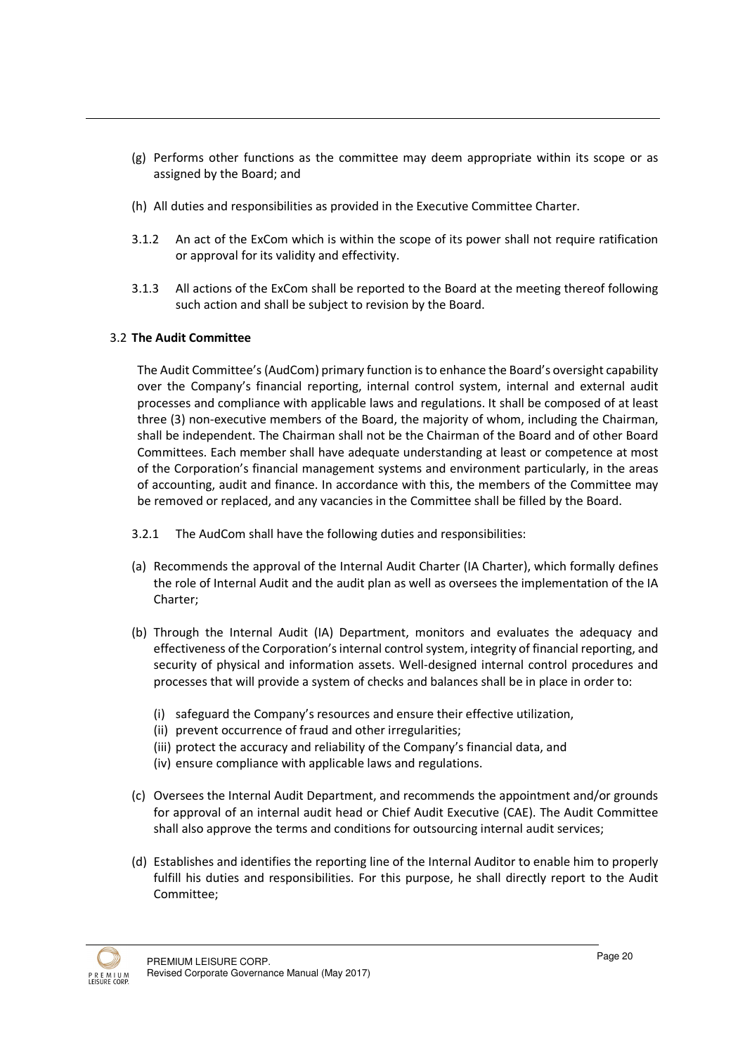(g) Performs other functions as the committee may deem appropriate within its scope or as assigned by the Board; and

(h) All duties and responsibilities as provided in the Executive Committee Charter.

3.1.2 An act of the ExCom which is within the scope of its power shall not require ratification or approval for its validity and effectivity.

3.1.3 All actions of the ExCom shall be reported to the Board at the meeting thereof following such action and shall be subject to revision by the Board.

### 3.2 **The Audit Committee**

The Audit Committee's (AudCom) primary function is to enhance the Board's oversight capability over the Company's financial reporting, internal control system, internal and external audit processes and compliance with applicable laws and regulations. It shall be composed of at least three (3) non-executive members of the Board, the majority of whom, including the Chairman, shall be independent. The Chairman shall not be the Chairman of the Board and of other Board Committees. Each member shall have adequate understanding at least or competence at most of the Corporation's financial management systems and environment particularly, in the areas of accounting, audit and finance. In accordance with this, the members of the Committee may be removed or replaced, and any vacancies in the Committee shall be filled by the Board.

3.2.1 The AudCom shall have the following duties and responsibilities:

(a) Recommends the approval of the Internal Audit Charter (IA Charter), which formally defines the role of Internal Audit and the audit plan as well as oversees the implementation of the IA Charter;

(b) Through the Internal Audit (IA) Department, monitors and evaluates the adequacy and effectiveness of the Corporation's internal control system, integrity of financial reporting, and security of physical and information assets. Well-designed internal control procedures and processes that will provide a system of checks and balances shall be in place in order to:

   (i) safeguard the Company's resources and ensure their effective utilization,
   (ii) prevent occurrence of fraud and other irregularities;
   (iii) protect the accuracy and reliability of the Company's financial data, and
   (iv) ensure compliance with applicable laws and regulations.

(c) Oversees the Internal Audit Department, and recommends the appointment and/or grounds for approval of an internal audit head or Chief Audit Executive (CAE). The Audit Committee shall also approve the terms and conditions for outsourcing internal audit services;

(d) Establishes and identifies the reporting line of the Internal Auditor to enable him to properly fulfill his duties and responsibilities. For this purpose, he shall directly report to the Audit Committee;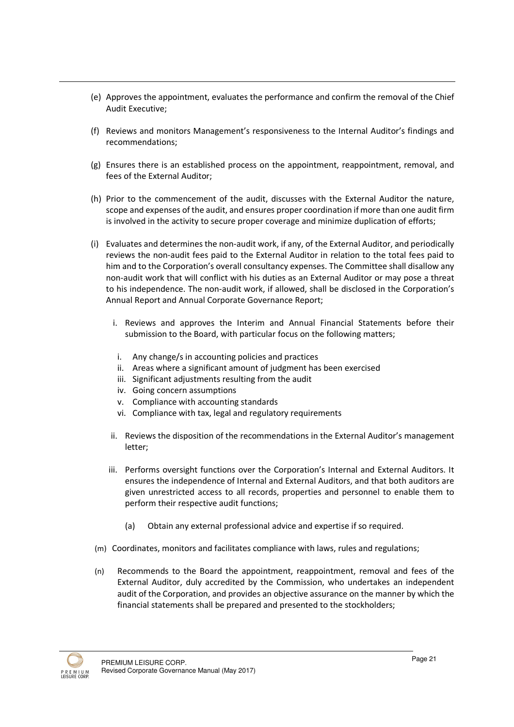(e) Approves the appointment, evaluates the performance and confirm the removal of the Chief Audit Executive;

(f) Reviews and monitors Management's responsiveness to the Internal Auditor's findings and recommendations;

(g) Ensures there is an established process on the appointment, reappointment, removal, and fees of the External Auditor;

(h) Prior to the commencement of the audit, discusses with the External Auditor the nature, scope and expenses of the audit, and ensures proper coordination if more than one audit firm is involved in the activity to secure proper coverage and minimize duplication of efforts;

(i) Evaluates and determines the non-audit work, if any, of the External Auditor, and periodically reviews the non-audit fees paid to the External Auditor in relation to the total fees paid to him and to the Corporation's overall consultancy expenses. The Committee shall disallow any non-audit work that will conflict with his duties as an External Auditor or may pose a threat to his independence. The non-audit work, if allowed, shall be disclosed in the Corporation's Annual Report and Annual Corporate Governance Report;

   i. Reviews and approves the Interim and Annual Financial Statements before their submission to the Board, with particular focus on the following matters;

      i. Any change/s in accounting policies and practices
      ii. Areas where a significant amount of judgment has been exercised
      iii. Significant adjustments resulting from the audit
      iv. Going concern assumptions
      v. Compliance with accounting standards
      vi. Compliance with tax, legal and regulatory requirements

   ii. Reviews the disposition of the recommendations in the External Auditor's management letter;

   iii. Performs oversight functions over the Corporation's Internal and External Auditors. It ensures the independence of Internal and External Auditors, and that both auditors are given unrestricted access to all records, properties and personnel to enable them to perform their respective audit functions;

      (a) Obtain any external professional advice and expertise if so required.

(m) Coordinates, monitors and facilitates compliance with laws, rules and regulations;

(n) Recommends to the Board the appointment, reappointment, removal and fees of the External Auditor, duly accredited by the Commission, who undertakes an independent audit of the Corporation, and provides an objective assurance on the manner by which the financial statements shall be prepared and presented to the stockholders;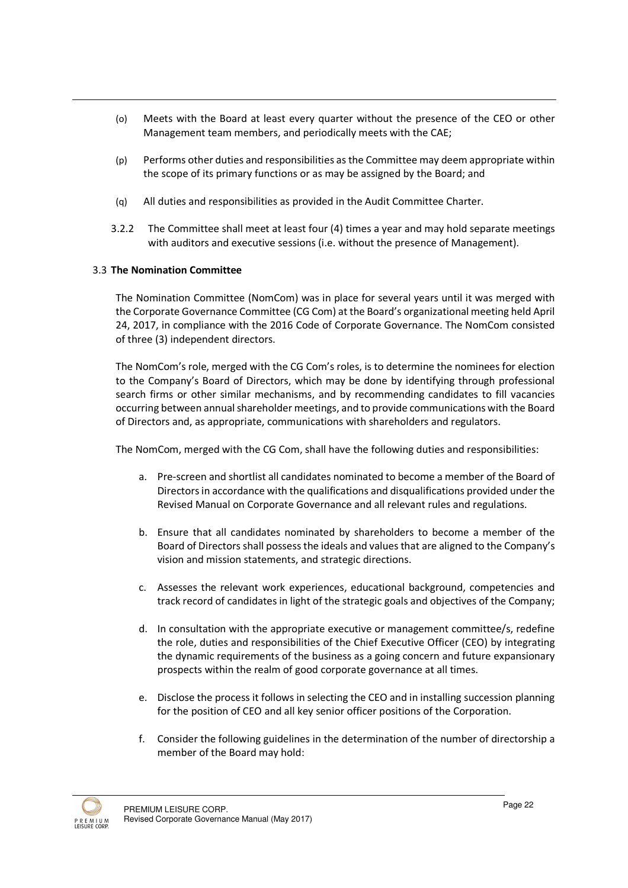(o) Meets with the Board at least every quarter without the presence of the CEO or other Management team members, and periodically meets with the CAE;

(p) Performs other duties and responsibilities as the Committee may deem appropriate within the scope of its primary functions or as may be assigned by the Board; and

(q) All duties and responsibilities as provided in the Audit Committee Charter.

3.2.2 The Committee shall meet at least four (4) times a year and may hold separate meetings with auditors and executive sessions (i.e. without the presence of Management).

### 3.3 The Nomination Committee

The Nomination Committee (NomCom) was in place for several years until it was merged with the Corporate Governance Committee (CG Com) at the Board's organizational meeting held April 24, 2017, in compliance with the 2016 Code of Corporate Governance. The NomCom consisted of three (3) independent directors.

The NomCom's role, merged with the CG Com's roles, is to determine the nominees for election to the Company's Board of Directors, which may be done by identifying through professional search firms or other similar mechanisms, and by recommending candidates to fill vacancies occurring between annual shareholder meetings, and to provide communications with the Board of Directors and, as appropriate, communications with shareholders and regulators.

The NomCom, merged with the CG Com, shall have the following duties and responsibilities:

a. Pre-screen and shortlist all candidates nominated to become a member of the Board of Directors in accordance with the qualifications and disqualifications provided under the Revised Manual on Corporate Governance and all relevant rules and regulations.

b. Ensure that all candidates nominated by shareholders to become a member of the Board of Directors shall possess the ideals and values that are aligned to the Company's vision and mission statements, and strategic directions.

c. Assesses the relevant work experiences, educational background, competencies and track record of candidates in light of the strategic goals and objectives of the Company;

d. In consultation with the appropriate executive or management committee/s, redefine the role, duties and responsibilities of the Chief Executive Officer (CEO) by integrating the dynamic requirements of the business as a going concern and future expansionary prospects within the realm of good corporate governance at all times.

e. Disclose the process it follows in selecting the CEO and in installing succession planning for the position of CEO and all key senior officer positions of the Corporation.

f. Consider the following guidelines in the determination of the number of directorship a member of the Board may hold: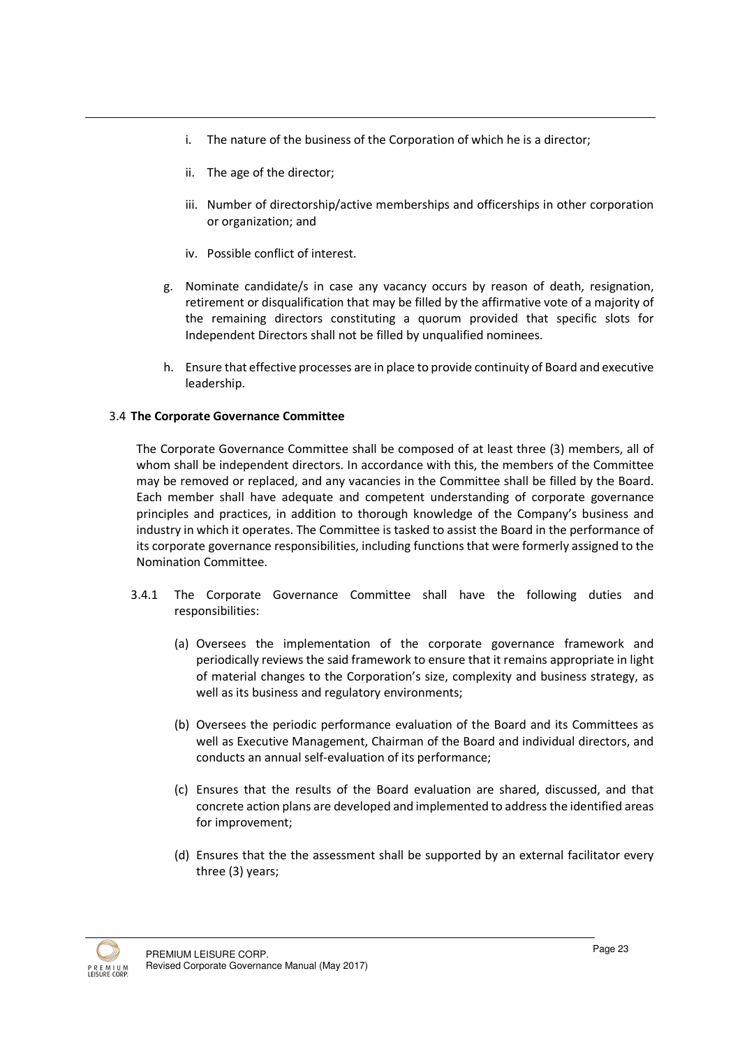i. The nature of the business of the Corporation of which he is a director;

ii. The age of the director;

iii. Number of directorship/active memberships and officerships in other corporation or organization; and

iv. Possible conflict of interest.

g. Nominate candidate/s in case any vacancy occurs by reason of death, resignation, retirement or disqualification that may be filled by the affirmative vote of a majority of the remaining directors constituting a quorum provided that specific slots for Independent Directors shall not be filled by unqualified nominees.

h. Ensure that effective processes are in place to provide continuity of Board and executive leadership.

### 3.4 **The Corporate Governance Committee**

The Corporate Governance Committee shall be composed of at least three (3) members, all of whom shall be independent directors. In accordance with this, the members of the Committee may be removed or replaced, and any vacancies in the Committee shall be filled by the Board. Each member shall have adequate and competent understanding of corporate governance principles and practices, in addition to thorough knowledge of the Company's business and industry in which it operates. The Committee is tasked to assist the Board in the performance of its corporate governance responsibilities, including functions that were formerly assigned to the Nomination Committee.

3.4.1 The Corporate Governance Committee shall have the following duties and responsibilities:

(a) Oversees the implementation of the corporate governance framework and periodically reviews the said framework to ensure that it remains appropriate in light of material changes to the Corporation's size, complexity and business strategy, as well as its business and regulatory environments;

(b) Oversees the periodic performance evaluation of the Board and its Committees as well as Executive Management, Chairman of the Board and individual directors, and conducts an annual self-evaluation of its performance;

(c) Ensures that the results of the Board evaluation are shared, discussed, and that concrete action plans are developed and implemented to address the identified areas for improvement;

(d) Ensures that the the assessment shall be supported by an external facilitator every three (3) years;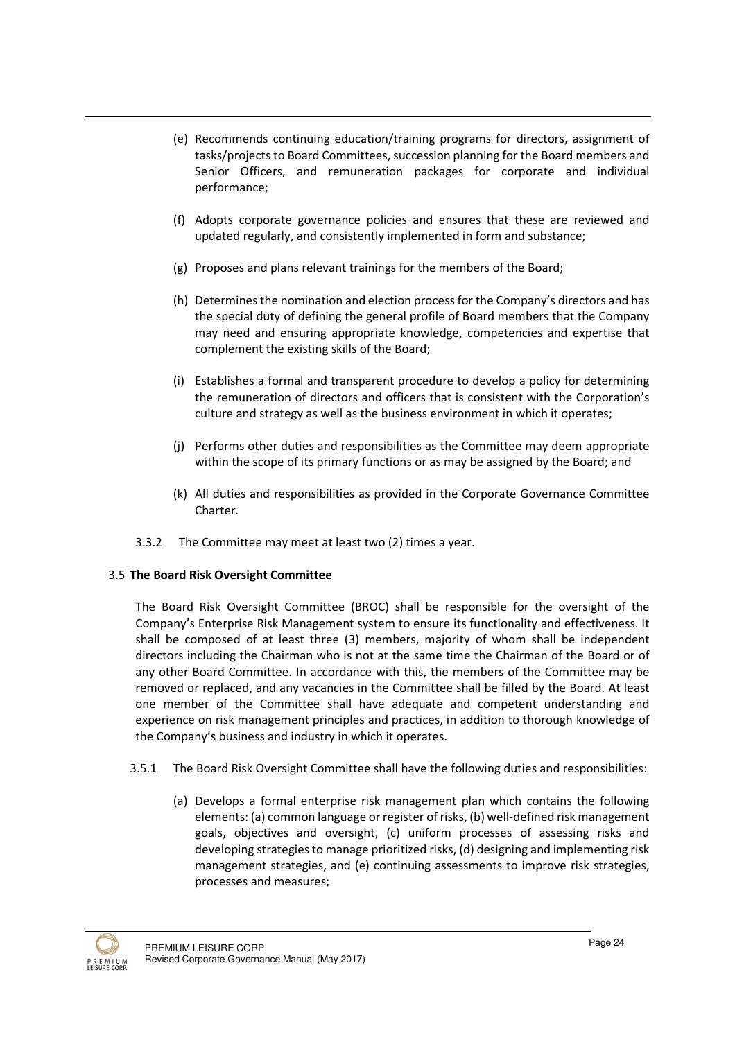(e) Recommends continuing education/training programs for directors, assignment of tasks/projects to Board Committees, succession planning for the Board members and Senior Officers, and remuneration packages for corporate and individual performance;

(f) Adopts corporate governance policies and ensures that these are reviewed and updated regularly, and consistently implemented in form and substance;

(g) Proposes and plans relevant trainings for the members of the Board;

(h) Determines the nomination and election process for the Company's directors and has the special duty of defining the general profile of Board members that the Company may need and ensuring appropriate knowledge, competencies and expertise that complement the existing skills of the Board;

(i) Establishes a formal and transparent procedure to develop a policy for determining the remuneration of directors and officers that is consistent with the Corporation's culture and strategy as well as the business environment in which it operates;

(j) Performs other duties and responsibilities as the Committee may deem appropriate within the scope of its primary functions or as may be assigned by the Board; and

(k) All duties and responsibilities as provided in the Corporate Governance Committee Charter.

3.3.2 The Committee may meet at least two (2) times a year.

### 3.5 **The Board Risk Oversight Committee**

The Board Risk Oversight Committee (BROC) shall be responsible for the oversight of the Company's Enterprise Risk Management system to ensure its functionality and effectiveness. It shall be composed of at least three (3) members, majority of whom shall be independent directors including the Chairman who is not at the same time the Chairman of the Board or of any other Board Committee. In accordance with this, the members of the Committee may be removed or replaced, and any vacancies in the Committee shall be filled by the Board. At least one member of the Committee shall have adequate and competent understanding and experience on risk management principles and practices, in addition to thorough knowledge of the Company's business and industry in which it operates.

3.5.1 The Board Risk Oversight Committee shall have the following duties and responsibilities:

(a) Develops a formal enterprise risk management plan which contains the following elements: (a) common language or register of risks, (b) well-defined risk management goals, objectives and oversight, (c) uniform processes of assessing risks and developing strategies to manage prioritized risks, (d) designing and implementing risk management strategies, and (e) continuing assessments to improve risk strategies, processes and measures;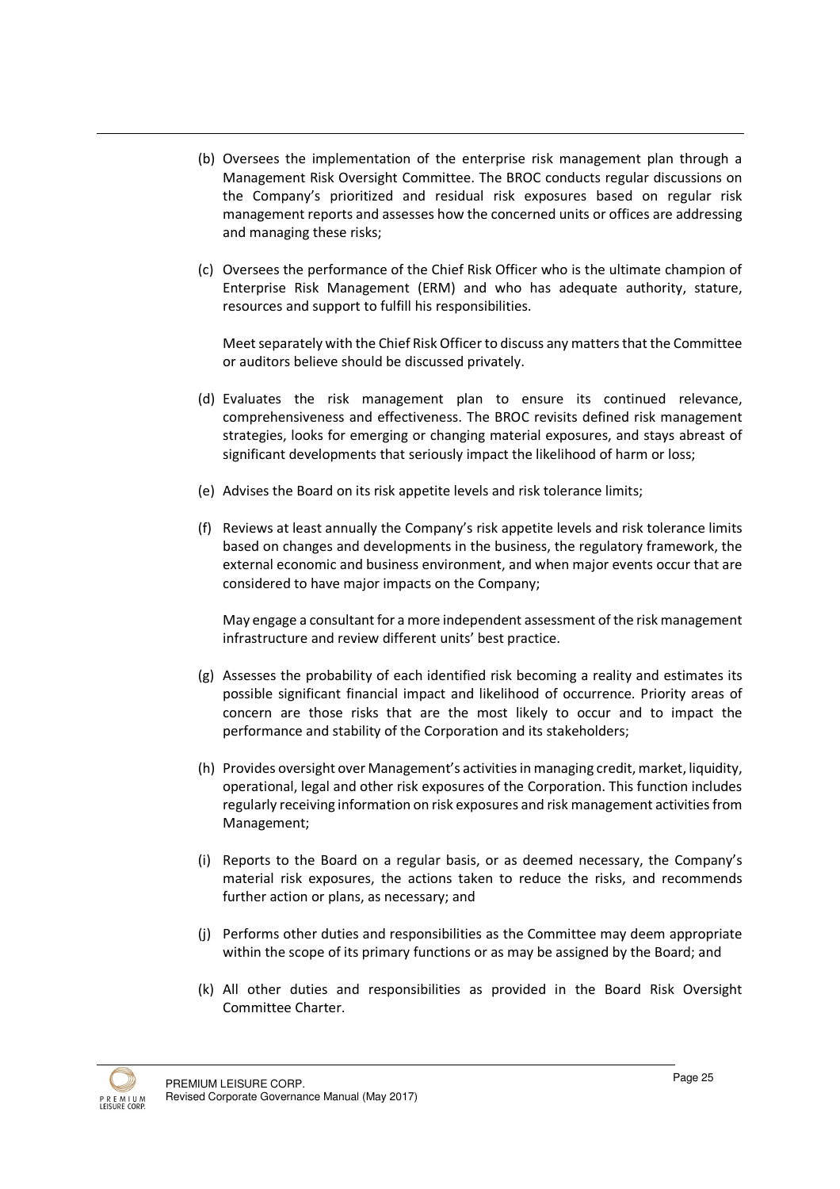(b) Oversees the implementation of the enterprise risk management plan through a Management Risk Oversight Committee. The BROC conducts regular discussions on the Company's prioritized and residual risk exposures based on regular risk management reports and assesses how the concerned units or offices are addressing and managing these risks;

(c) Oversees the performance of the Chief Risk Officer who is the ultimate champion of Enterprise Risk Management (ERM) and who has adequate authority, stature, resources and support to fulfill his responsibilities.

Meet separately with the Chief Risk Officer to discuss any matters that the Committee or auditors believe should be discussed privately.

(d) Evaluates the risk management plan to ensure its continued relevance, comprehensiveness and effectiveness. The BROC revisits defined risk management strategies, looks for emerging or changing material exposures, and stays abreast of significant developments that seriously impact the likelihood of harm or loss;

(e) Advises the Board on its risk appetite levels and risk tolerance limits;

(f) Reviews at least annually the Company's risk appetite levels and risk tolerance limits based on changes and developments in the business, the regulatory framework, the external economic and business environment, and when major events occur that are considered to have major impacts on the Company;

May engage a consultant for a more independent assessment of the risk management infrastructure and review different units' best practice.

(g) Assesses the probability of each identified risk becoming a reality and estimates its possible significant financial impact and likelihood of occurrence. Priority areas of concern are those risks that are the most likely to occur and to impact the performance and stability of the Corporation and its stakeholders;

(h) Provides oversight over Management's activities in managing credit, market, liquidity, operational, legal and other risk exposures of the Corporation. This function includes regularly receiving information on risk exposures and risk management activities from Management;

(i) Reports to the Board on a regular basis, or as deemed necessary, the Company's material risk exposures, the actions taken to reduce the risks, and recommends further action or plans, as necessary; and

(j) Performs other duties and responsibilities as the Committee may deem appropriate within the scope of its primary functions or as may be assigned by the Board; and

(k) All other duties and responsibilities as provided in the Board Risk Oversight Committee Charter.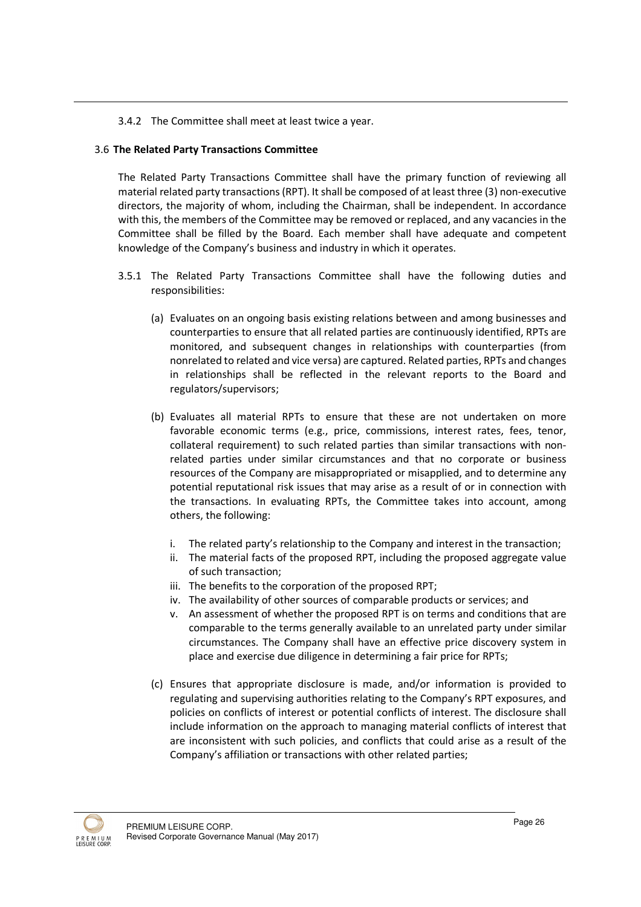3.4.2 The Committee shall meet at least twice a year.

3.6 **The Related Party Transactions Committee**

The Related Party Transactions Committee shall have the primary function of reviewing all material related party transactions (RPT). It shall be composed of at least three (3) non-executive directors, the majority of whom, including the Chairman, shall be independent. In accordance with this, the members of the Committee may be removed or replaced, and any vacancies in the Committee shall be filled by the Board. Each member shall have adequate and competent knowledge of the Company's business and industry in which it operates.

3.5.1 The Related Party Transactions Committee shall have the following duties and responsibilities:

(a) Evaluates on an ongoing basis existing relations between and among businesses and counterparties to ensure that all related parties are continuously identified, RPTs are monitored, and subsequent changes in relationships with counterparties (from nonrelated to related and vice versa) are captured. Related parties, RPTs and changes in relationships shall be reflected in the relevant reports to the Board and regulators/supervisors;

(b) Evaluates all material RPTs to ensure that these are not undertaken on more favorable economic terms (e.g., price, commissions, interest rates, fees, tenor, collateral requirement) to such related parties than similar transactions with non-related parties under similar circumstances and that no corporate or business resources of the Company are misappropriated or misapplied, and to determine any potential reputational risk issues that may arise as a result of or in connection with the transactions. In evaluating RPTs, the Committee takes into account, among others, the following:

i. The related party's relationship to the Company and interest in the transaction;
ii. The material facts of the proposed RPT, including the proposed aggregate value of such transaction;
iii. The benefits to the corporation of the proposed RPT;
iv. The availability of other sources of comparable products or services; and
v. An assessment of whether the proposed RPT is on terms and conditions that are comparable to the terms generally available to an unrelated party under similar circumstances. The Company shall have an effective price discovery system in place and exercise due diligence in determining a fair price for RPTs;

(c) Ensures that appropriate disclosure is made, and/or information is provided to regulating and supervising authorities relating to the Company's RPT exposures, and policies on conflicts of interest or potential conflicts of interest. The disclosure shall include information on the approach to managing material conflicts of interest that are inconsistent with such policies, and conflicts that could arise as a result of the Company's affiliation or transactions with other related parties;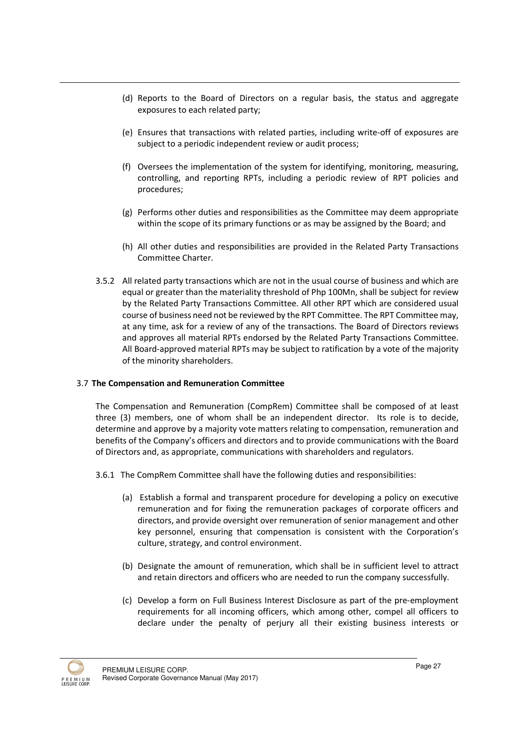(d) Reports to the Board of Directors on a regular basis, the status and aggregate exposures to each related party;

(e) Ensures that transactions with related parties, including write-off of exposures are subject to a periodic independent review or audit process;

(f) Oversees the implementation of the system for identifying, monitoring, measuring, controlling, and reporting RPTs, including a periodic review of RPT policies and procedures;

(g) Performs other duties and responsibilities as the Committee may deem appropriate within the scope of its primary functions or as may be assigned by the Board; and

(h) All other duties and responsibilities are provided in the Related Party Transactions Committee Charter.

3.5.2 All related party transactions which are not in the usual course of business and which are equal or greater than the materiality threshold of Php 100Mn, shall be subject for review by the Related Party Transactions Committee. All other RPT which are considered usual course of business need not be reviewed by the RPT Committee. The RPT Committee may, at any time, ask for a review of any of the transactions. The Board of Directors reviews and approves all material RPTs endorsed by the Related Party Transactions Committee. All Board-approved material RPTs may be subject to ratification by a vote of the majority of the minority shareholders.

### 3.7 The Compensation and Remuneration Committee

The Compensation and Remuneration (CompRem) Committee shall be composed of at least three (3) members, one of whom shall be an independent director. Its role is to decide, determine and approve by a majority vote matters relating to compensation, remuneration and benefits of the Company's officers and directors and to provide communications with the Board of Directors and, as appropriate, communications with shareholders and regulators.

3.6.1 The CompRem Committee shall have the following duties and responsibilities:

(a) Establish a formal and transparent procedure for developing a policy on executive remuneration and for fixing the remuneration packages of corporate officers and directors, and provide oversight over remuneration of senior management and other key personnel, ensuring that compensation is consistent with the Corporation's culture, strategy, and control environment.

(b) Designate the amount of remuneration, which shall be in sufficient level to attract and retain directors and officers who are needed to run the company successfully.

(c) Develop a form on Full Business Interest Disclosure as part of the pre-employment requirements for all incoming officers, which among other, compel all officers to declare under the penalty of perjury all their existing business interests or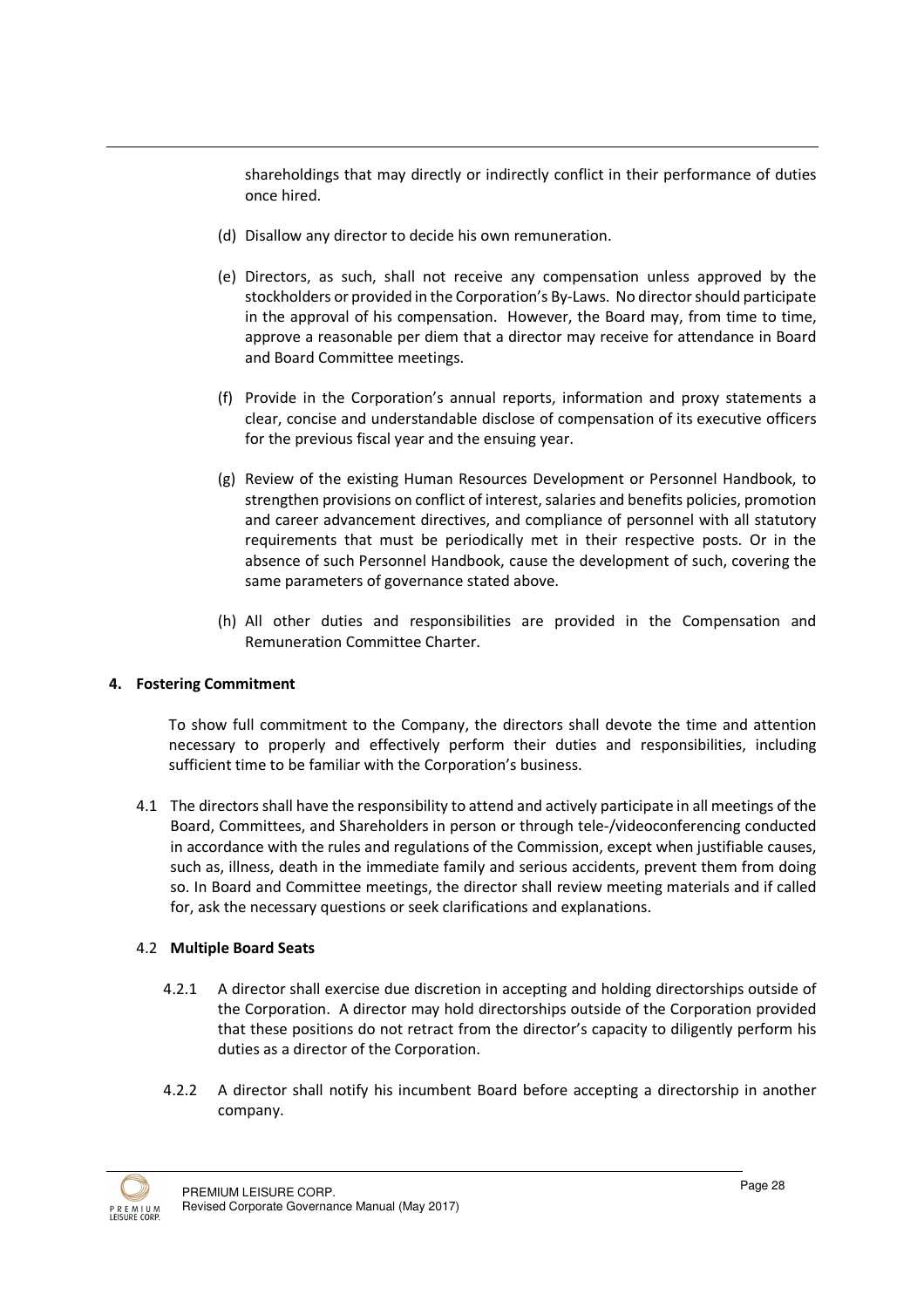shareholdings that may directly or indirectly conflict in their performance of duties once hired.

(d) Disallow any director to decide his own remuneration.

(e) Directors, as such, shall not receive any compensation unless approved by the stockholders or provided in the Corporation's By-Laws. No director should participate in the approval of his compensation. However, the Board may, from time to time, approve a reasonable per diem that a director may receive for attendance in Board and Board Committee meetings.

(f) Provide in the Corporation's annual reports, information and proxy statements a clear, concise and understandable disclose of compensation of its executive officers for the previous fiscal year and the ensuing year.

(g) Review of the existing Human Resources Development or Personnel Handbook, to strengthen provisions on conflict of interest, salaries and benefits policies, promotion and career advancement directives, and compliance of personnel with all statutory requirements that must be periodically met in their respective posts. Or in the absence of such Personnel Handbook, cause the development of such, covering the same parameters of governance stated above.

(h) All other duties and responsibilities are provided in the Compensation and Remuneration Committee Charter.

**4. Fostering Commitment**

To show full commitment to the Company, the directors shall devote the time and attention necessary to properly and effectively perform their duties and responsibilities, including sufficient time to be familiar with the Corporation's business.

4.1 The directors shall have the responsibility to attend and actively participate in all meetings of the Board, Committees, and Shareholders in person or through tele-/videoconferencing conducted in accordance with the rules and regulations of the Commission, except when justifiable causes, such as, illness, death in the immediate family and serious accidents, prevent them from doing so. In Board and Committee meetings, the director shall review meeting materials and if called for, ask the necessary questions or seek clarifications and explanations.

4.2 **Multiple Board Seats**

4.2.1 A director shall exercise due discretion in accepting and holding directorships outside of the Corporation. A director may hold directorships outside of the Corporation provided that these positions do not retract from the director's capacity to diligently perform his duties as a director of the Corporation.

4.2.2 A director shall notify his incumbent Board before accepting a directorship in another company.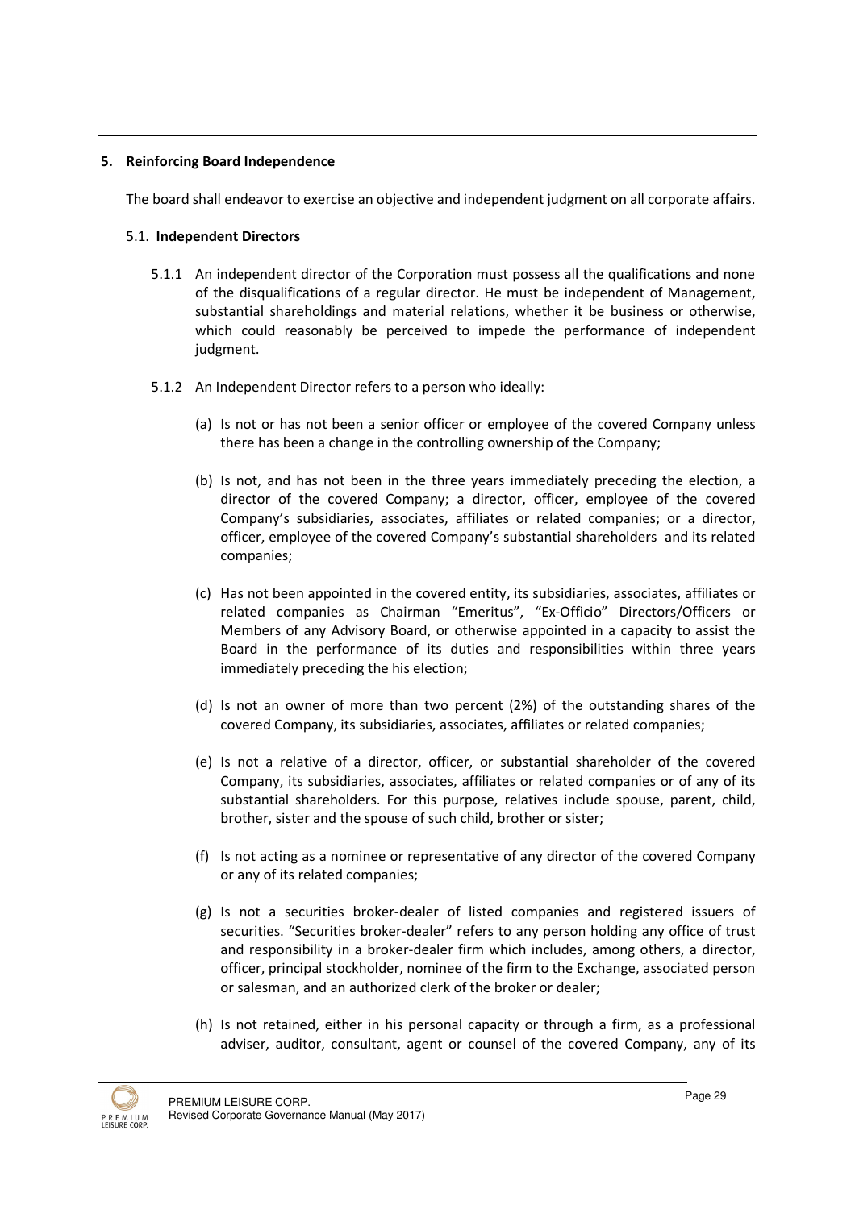## 5. Reinforcing Board Independence

The board shall endeavor to exercise an objective and independent judgment on all corporate affairs.

### 5.1. Independent Directors

5.1.1 An independent director of the Corporation must possess all the qualifications and none of the disqualifications of a regular director. He must be independent of Management, substantial shareholdings and material relations, whether it be business or otherwise, which could reasonably be perceived to impede the performance of independent judgment.

5.1.2 An Independent Director refers to a person who ideally:

(a) Is not or has not been a senior officer or employee of the covered Company unless there has been a change in the controlling ownership of the Company;

(b) Is not, and has not been in the three years immediately preceding the election, a director of the covered Company; a director, officer, employee of the covered Company's subsidiaries, associates, affiliates or related companies; or a director, officer, employee of the covered Company's substantial shareholders and its related companies;

(c) Has not been appointed in the covered entity, its subsidiaries, associates, affiliates or related companies as Chairman "Emeritus", "Ex-Officio" Directors/Officers or Members of any Advisory Board, or otherwise appointed in a capacity to assist the Board in the performance of its duties and responsibilities within three years immediately preceding the his election;

(d) Is not an owner of more than two percent (2%) of the outstanding shares of the covered Company, its subsidiaries, associates, affiliates or related companies;

(e) Is not a relative of a director, officer, or substantial shareholder of the covered Company, its subsidiaries, associates, affiliates or related companies or of any of its substantial shareholders. For this purpose, relatives include spouse, parent, child, brother, sister and the spouse of such child, brother or sister;

(f) Is not acting as a nominee or representative of any director of the covered Company or any of its related companies;

(g) Is not a securities broker-dealer of listed companies and registered issuers of securities. "Securities broker-dealer" refers to any person holding any office of trust and responsibility in a broker-dealer firm which includes, among others, a director, officer, principal stockholder, nominee of the firm to the Exchange, associated person or salesman, and an authorized clerk of the broker or dealer;

(h) Is not retained, either in his personal capacity or through a firm, as a professional adviser, auditor, consultant, agent or counsel of the covered Company, any of its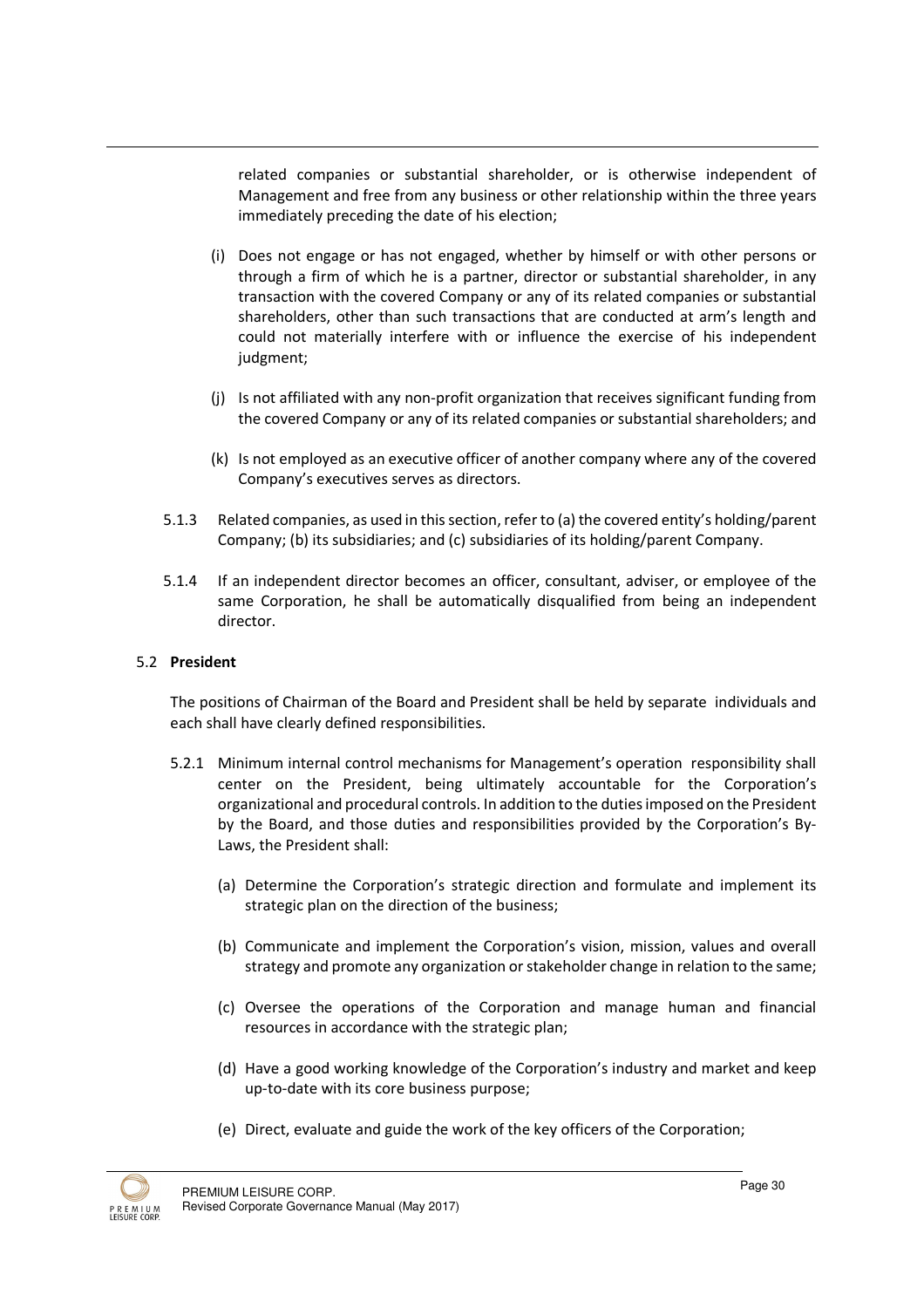related companies or substantial shareholder, or is otherwise independent of Management and free from any business or other relationship within the three years immediately preceding the date of his election;

(i) Does not engage or has not engaged, whether by himself or with other persons or through a firm of which he is a partner, director or substantial shareholder, in any transaction with the covered Company or any of its related companies or substantial shareholders, other than such transactions that are conducted at arm's length and could not materially interfere with or influence the exercise of his independent judgment;

(j) Is not affiliated with any non-profit organization that receives significant funding from the covered Company or any of its related companies or substantial shareholders; and

(k) Is not employed as an executive officer of another company where any of the covered Company's executives serves as directors.

5.1.3 Related companies, as used in this section, refer to (a) the covered entity's holding/parent Company; (b) its subsidiaries; and (c) subsidiaries of its holding/parent Company.

5.1.4 If an independent director becomes an officer, consultant, adviser, or employee of the same Corporation, he shall be automatically disqualified from being an independent director.

### 5.2 **President**

The positions of Chairman of the Board and President shall be held by separate individuals and each shall have clearly defined responsibilities.

5.2.1 Minimum internal control mechanisms for Management's operation responsibility shall center on the President, being ultimately accountable for the Corporation's organizational and procedural controls. In addition to the duties imposed on the President by the Board, and those duties and responsibilities provided by the Corporation's By-Laws, the President shall:

(a) Determine the Corporation's strategic direction and formulate and implement its strategic plan on the direction of the business;

(b) Communicate and implement the Corporation's vision, mission, values and overall strategy and promote any organization or stakeholder change in relation to the same;

(c) Oversee the operations of the Corporation and manage human and financial resources in accordance with the strategic plan;

(d) Have a good working knowledge of the Corporation's industry and market and keep up-to-date with its core business purpose;

(e) Direct, evaluate and guide the work of the key officers of the Corporation;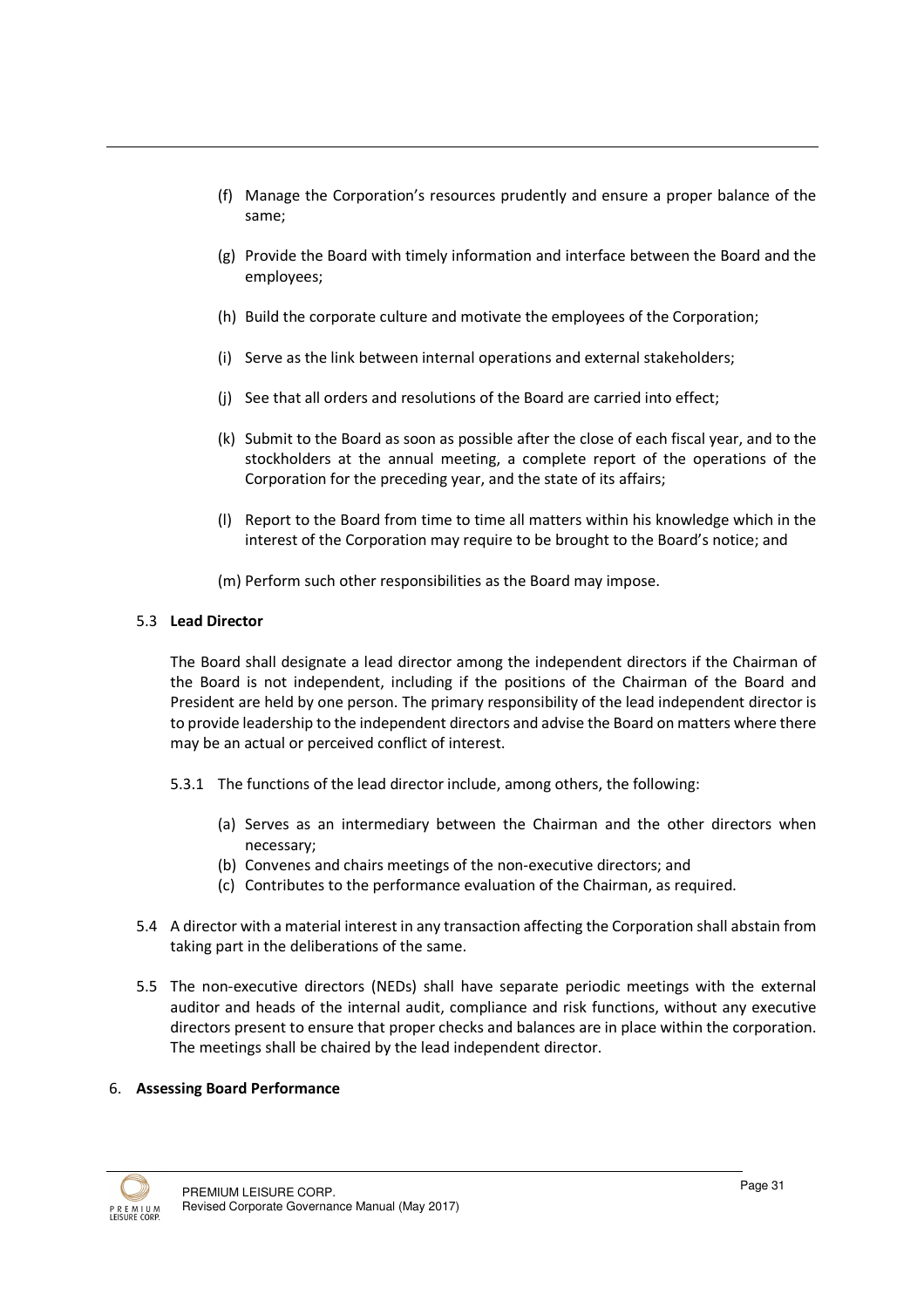(f) Manage the Corporation's resources prudently and ensure a proper balance of the same;

(g) Provide the Board with timely information and interface between the Board and the employees;

(h) Build the corporate culture and motivate the employees of the Corporation;

(i) Serve as the link between internal operations and external stakeholders;

(j) See that all orders and resolutions of the Board are carried into effect;

(k) Submit to the Board as soon as possible after the close of each fiscal year, and to the stockholders at the annual meeting, a complete report of the operations of the Corporation for the preceding year, and the state of its affairs;

(l) Report to the Board from time to time all matters within his knowledge which in the interest of the Corporation may require to be brought to the Board's notice; and

(m) Perform such other responsibilities as the Board may impose.

5.3 **Lead Director**

The Board shall designate a lead director among the independent directors if the Chairman of the Board is not independent, including if the positions of the Chairman of the Board and President are held by one person. The primary responsibility of the lead independent director is to provide leadership to the independent directors and advise the Board on matters where there may be an actual or perceived conflict of interest.

5.3.1 The functions of the lead director include, among others, the following:

(a) Serves as an intermediary between the Chairman and the other directors when necessary;
(b) Convenes and chairs meetings of the non-executive directors; and
(c) Contributes to the performance evaluation of the Chairman, as required.

5.4 A director with a material interest in any transaction affecting the Corporation shall abstain from taking part in the deliberations of the same.

5.5 The non-executive directors (NEDs) shall have separate periodic meetings with the external auditor and heads of the internal audit, compliance and risk functions, without any executive directors present to ensure that proper checks and balances are in place within the corporation. The meetings shall be chaired by the lead independent director.

6. **Assessing Board Performance**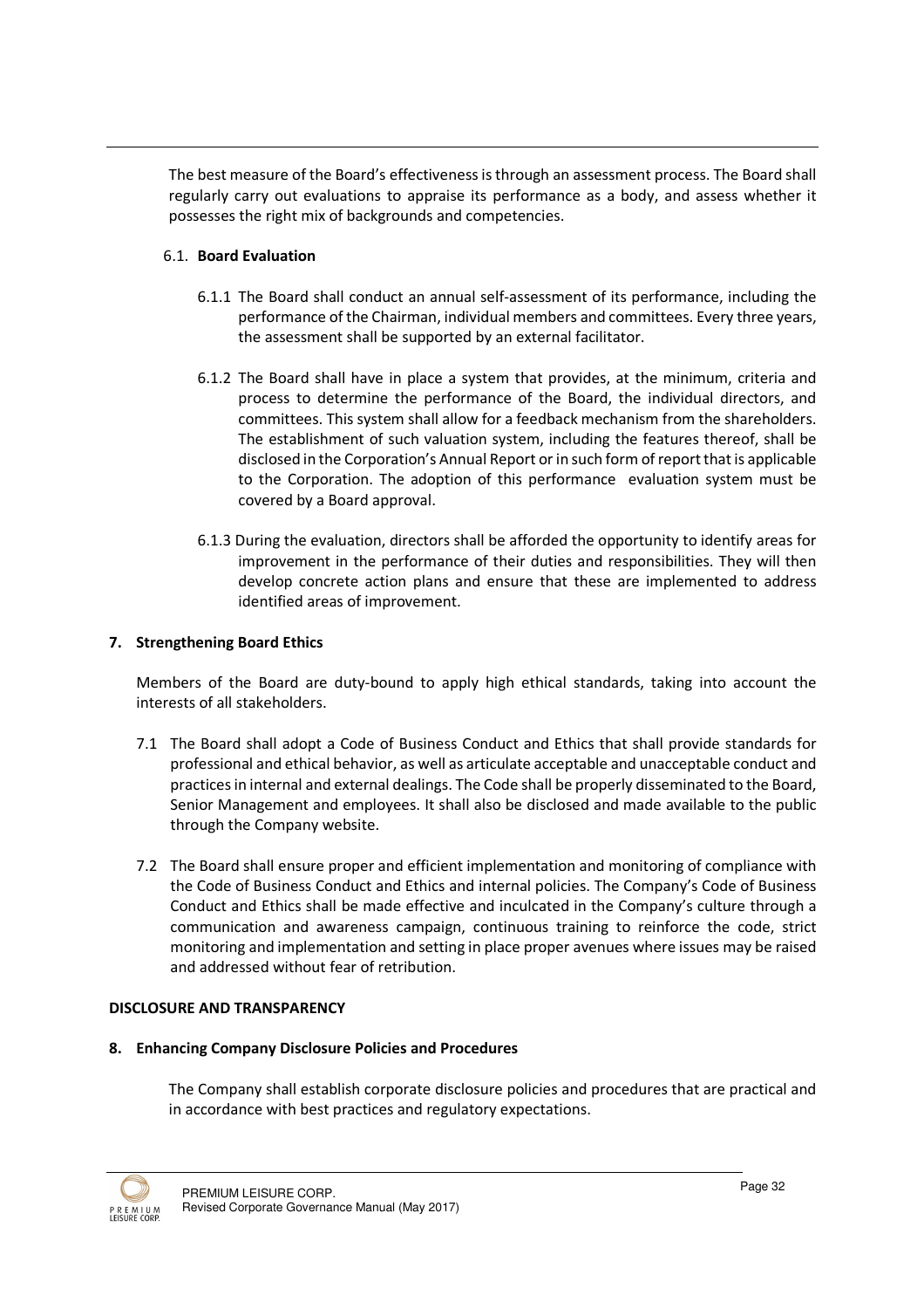The best measure of the Board's effectiveness is through an assessment process. The Board shall regularly carry out evaluations to appraise its performance as a body, and assess whether it possesses the right mix of backgrounds and competencies.

### 6.1. Board Evaluation

6.1.1 The Board shall conduct an annual self-assessment of its performance, including the performance of the Chairman, individual members and committees. Every three years, the assessment shall be supported by an external facilitator.

6.1.2 The Board shall have in place a system that provides, at the minimum, criteria and process to determine the performance of the Board, the individual directors, and committees. This system shall allow for a feedback mechanism from the shareholders. The establishment of such valuation system, including the features thereof, shall be disclosed in the Corporation's Annual Report or in such form of report that is applicable to the Corporation. The adoption of this performance evaluation system must be covered by a Board approval.

6.1.3 During the evaluation, directors shall be afforded the opportunity to identify areas for improvement in the performance of their duties and responsibilities. They will then develop concrete action plans and ensure that these are implemented to address identified areas of improvement.

## 7. Strengthening Board Ethics

Members of the Board are duty-bound to apply high ethical standards, taking into account the interests of all stakeholders.

7.1 The Board shall adopt a Code of Business Conduct and Ethics that shall provide standards for professional and ethical behavior, as well as articulate acceptable and unacceptable conduct and practices in internal and external dealings. The Code shall be properly disseminated to the Board, Senior Management and employees. It shall also be disclosed and made available to the public through the Company website.

7.2 The Board shall ensure proper and efficient implementation and monitoring of compliance with the Code of Business Conduct and Ethics and internal policies. The Company's Code of Business Conduct and Ethics shall be made effective and inculcated in the Company's culture through a communication and awareness campaign, continuous training to reinforce the code, strict monitoring and implementation and setting in place proper avenues where issues may be raised and addressed without fear of retribution.

# DISCLOSURE AND TRANSPARENCY

## 8. Enhancing Company Disclosure Policies and Procedures

The Company shall establish corporate disclosure policies and procedures that are practical and in accordance with best practices and regulatory expectations.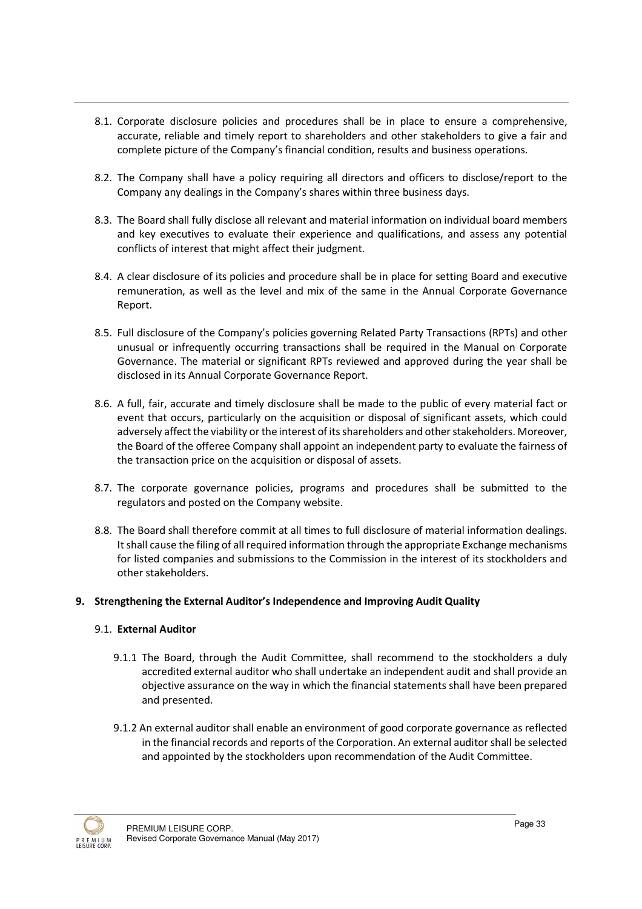8.1. Corporate disclosure policies and procedures shall be in place to ensure a comprehensive, accurate, reliable and timely report to shareholders and other stakeholders to give a fair and complete picture of the Company's financial condition, results and business operations.

8.2. The Company shall have a policy requiring all directors and officers to disclose/report to the Company any dealings in the Company's shares within three business days.

8.3. The Board shall fully disclose all relevant and material information on individual board members and key executives to evaluate their experience and qualifications, and assess any potential conflicts of interest that might affect their judgment.

8.4. A clear disclosure of its policies and procedure shall be in place for setting Board and executive remuneration, as well as the level and mix of the same in the Annual Corporate Governance Report.

8.5. Full disclosure of the Company's policies governing Related Party Transactions (RPTs) and other unusual or infrequently occurring transactions shall be required in the Manual on Corporate Governance. The material or significant RPTs reviewed and approved during the year shall be disclosed in its Annual Corporate Governance Report.

8.6. A full, fair, accurate and timely disclosure shall be made to the public of every material fact or event that occurs, particularly on the acquisition or disposal of significant assets, which could adversely affect the viability or the interest of its shareholders and other stakeholders. Moreover, the Board of the offeree Company shall appoint an independent party to evaluate the fairness of the transaction price on the acquisition or disposal of assets.

8.7. The corporate governance policies, programs and procedures shall be submitted to the regulators and posted on the Company website.

8.8. The Board shall therefore commit at all times to full disclosure of material information dealings. It shall cause the filing of all required information through the appropriate Exchange mechanisms for listed companies and submissions to the Commission in the interest of its stockholders and other stakeholders.

**9. Strengthening the External Auditor's Independence and Improving Audit Quality**

9.1. **External Auditor**

9.1.1 The Board, through the Audit Committee, shall recommend to the stockholders a duly accredited external auditor who shall undertake an independent audit and shall provide an objective assurance on the way in which the financial statements shall have been prepared and presented.

9.1.2 An external auditor shall enable an environment of good corporate governance as reflected in the financial records and reports of the Corporation. An external auditor shall be selected and appointed by the stockholders upon recommendation of the Audit Committee.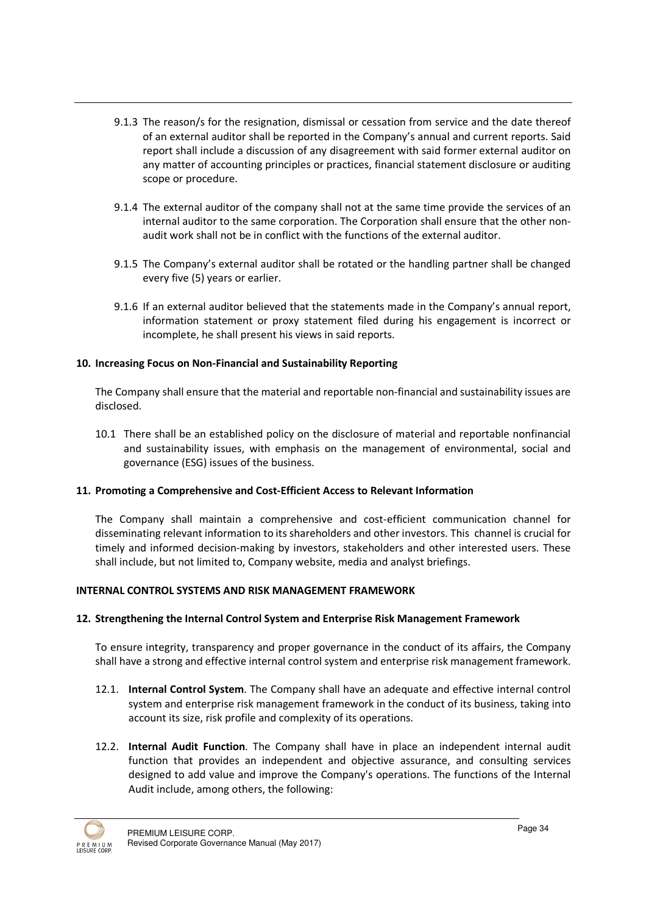9.1.3 The reason/s for the resignation, dismissal or cessation from service and the date thereof of an external auditor shall be reported in the Company's annual and current reports. Said report shall include a discussion of any disagreement with said former external auditor on any matter of accounting principles or practices, financial statement disclosure or auditing scope or procedure.

9.1.4 The external auditor of the company shall not at the same time provide the services of an internal auditor to the same corporation. The Corporation shall ensure that the other non-audit work shall not be in conflict with the functions of the external auditor.

9.1.5 The Company's external auditor shall be rotated or the handling partner shall be changed every five (5) years or earlier.

9.1.6 If an external auditor believed that the statements made in the Company's annual report, information statement or proxy statement filed during his engagement is incorrect or incomplete, he shall present his views in said reports.

**10. Increasing Focus on Non-Financial and Sustainability Reporting**

The Company shall ensure that the material and reportable non-financial and sustainability issues are disclosed.

10.1 There shall be an established policy on the disclosure of material and reportable nonfinancial and sustainability issues, with emphasis on the management of environmental, social and governance (ESG) issues of the business.

**11. Promoting a Comprehensive and Cost-Efficient Access to Relevant Information**

The Company shall maintain a comprehensive and cost-efficient communication channel for disseminating relevant information to its shareholders and other investors. This channel is crucial for timely and informed decision-making by investors, stakeholders and other interested users. These shall include, but not limited to, Company website, media and analyst briefings.

**INTERNAL CONTROL SYSTEMS AND RISK MANAGEMENT FRAMEWORK**

**12. Strengthening the Internal Control System and Enterprise Risk Management Framework**

To ensure integrity, transparency and proper governance in the conduct of its affairs, the Company shall have a strong and effective internal control system and enterprise risk management framework.

12.1. **Internal Control System**. The Company shall have an adequate and effective internal control system and enterprise risk management framework in the conduct of its business, taking into account its size, risk profile and complexity of its operations.

12.2. **Internal Audit Function**. The Company shall have in place an independent internal audit function that provides an independent and objective assurance, and consulting services designed to add value and improve the Company's operations. The functions of the Internal Audit include, among others, the following: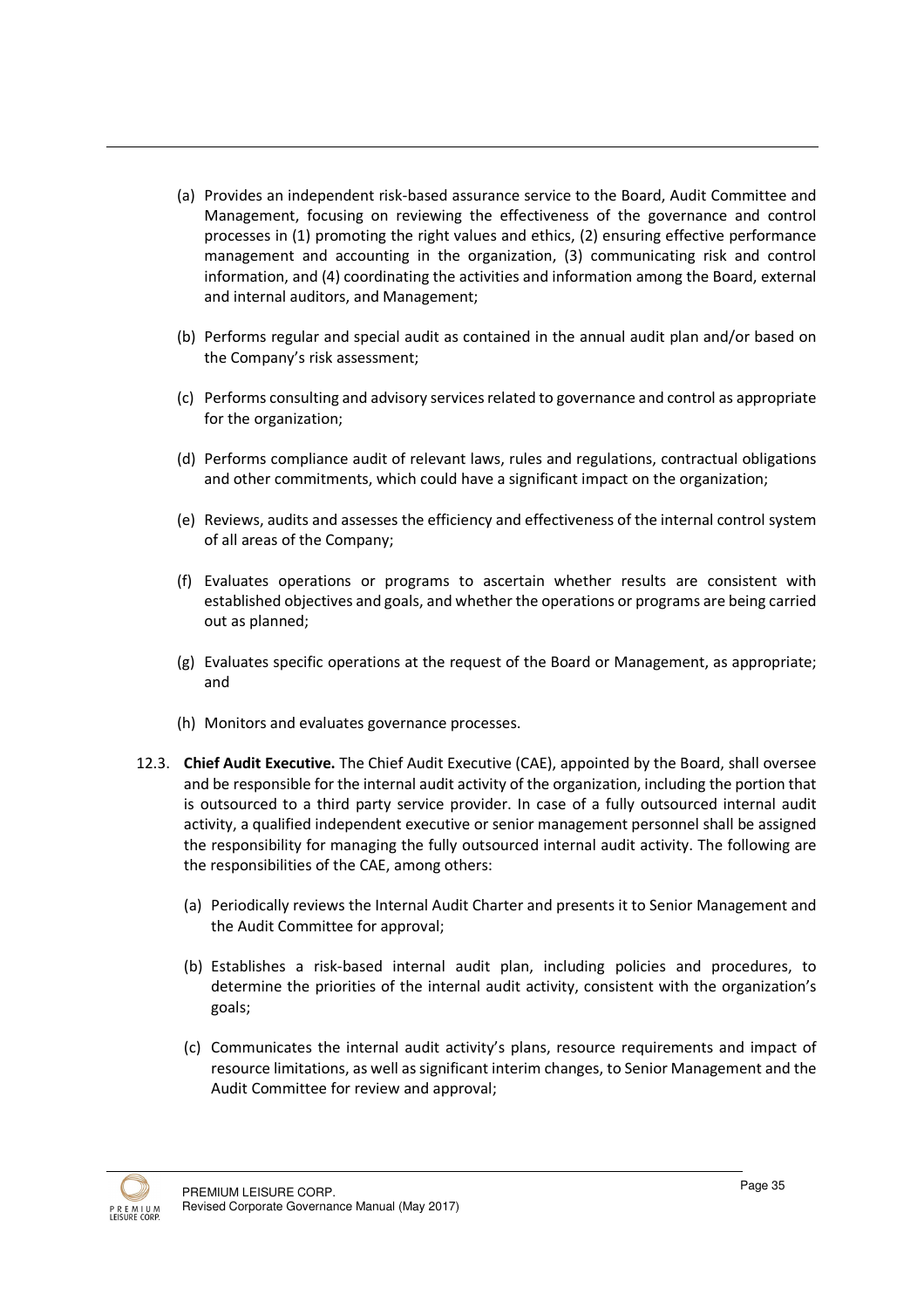(a) Provides an independent risk-based assurance service to the Board, Audit Committee and Management, focusing on reviewing the effectiveness of the governance and control processes in (1) promoting the right values and ethics, (2) ensuring effective performance management and accounting in the organization, (3) communicating risk and control information, and (4) coordinating the activities and information among the Board, external and internal auditors, and Management;

(b) Performs regular and special audit as contained in the annual audit plan and/or based on the Company's risk assessment;

(c) Performs consulting and advisory services related to governance and control as appropriate for the organization;

(d) Performs compliance audit of relevant laws, rules and regulations, contractual obligations and other commitments, which could have a significant impact on the organization;

(e) Reviews, audits and assesses the efficiency and effectiveness of the internal control system of all areas of the Company;

(f) Evaluates operations or programs to ascertain whether results are consistent with established objectives and goals, and whether the operations or programs are being carried out as planned;

(g) Evaluates specific operations at the request of the Board or Management, as appropriate; and

(h) Monitors and evaluates governance processes.

12.3. **Chief Audit Executive.** The Chief Audit Executive (CAE), appointed by the Board, shall oversee and be responsible for the internal audit activity of the organization, including the portion that is outsourced to a third party service provider. In case of a fully outsourced internal audit activity, a qualified independent executive or senior management personnel shall be assigned the responsibility for managing the fully outsourced internal audit activity. The following are the responsibilities of the CAE, among others:

(a) Periodically reviews the Internal Audit Charter and presents it to Senior Management and the Audit Committee for approval;

(b) Establishes a risk-based internal audit plan, including policies and procedures, to determine the priorities of the internal audit activity, consistent with the organization's goals;

(c) Communicates the internal audit activity's plans, resource requirements and impact of resource limitations, as well as significant interim changes, to Senior Management and the Audit Committee for review and approval;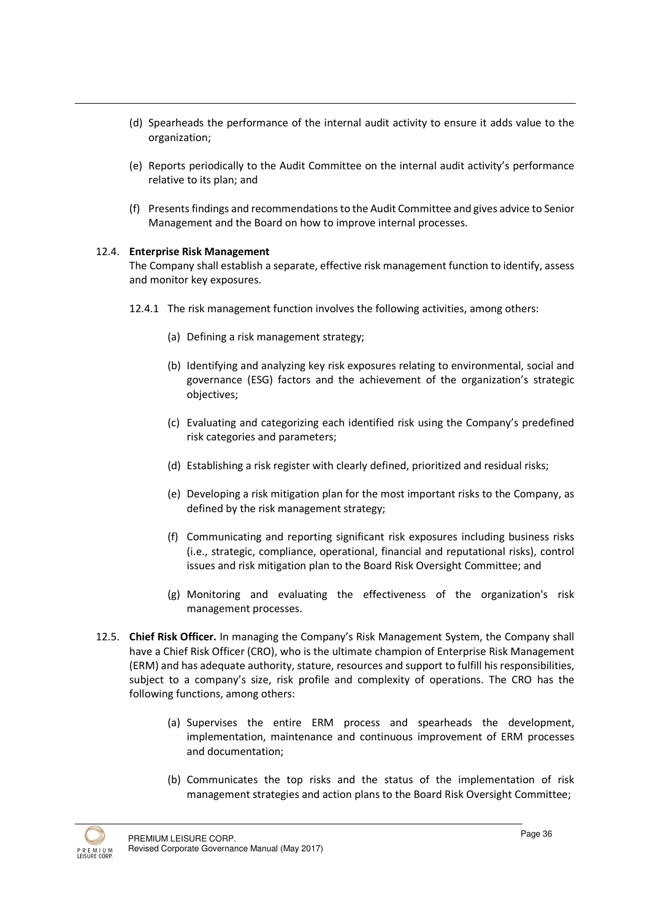(d) Spearheads the performance of the internal audit activity to ensure it adds value to the organization;

(e) Reports periodically to the Audit Committee on the internal audit activity's performance relative to its plan; and

(f) Presents findings and recommendations to the Audit Committee and gives advice to Senior Management and the Board on how to improve internal processes.

12.4. **Enterprise Risk Management**
The Company shall establish a separate, effective risk management function to identify, assess and monitor key exposures.

12.4.1 The risk management function involves the following activities, among others:

(a) Defining a risk management strategy;

(b) Identifying and analyzing key risk exposures relating to environmental, social and governance (ESG) factors and the achievement of the organization's strategic objectives;

(c) Evaluating and categorizing each identified risk using the Company's predefined risk categories and parameters;

(d) Establishing a risk register with clearly defined, prioritized and residual risks;

(e) Developing a risk mitigation plan for the most important risks to the Company, as defined by the risk management strategy;

(f) Communicating and reporting significant risk exposures including business risks (i.e., strategic, compliance, operational, financial and reputational risks), control issues and risk mitigation plan to the Board Risk Oversight Committee; and

(g) Monitoring and evaluating the effectiveness of the organization's risk management processes.

12.5. **Chief Risk Officer.** In managing the Company's Risk Management System, the Company shall have a Chief Risk Officer (CRO), who is the ultimate champion of Enterprise Risk Management (ERM) and has adequate authority, stature, resources and support to fulfill his responsibilities, subject to a company's size, risk profile and complexity of operations. The CRO has the following functions, among others:

(a) Supervises the entire ERM process and spearheads the development, implementation, maintenance and continuous improvement of ERM processes and documentation;

(b) Communicates the top risks and the status of the implementation of risk management strategies and action plans to the Board Risk Oversight Committee;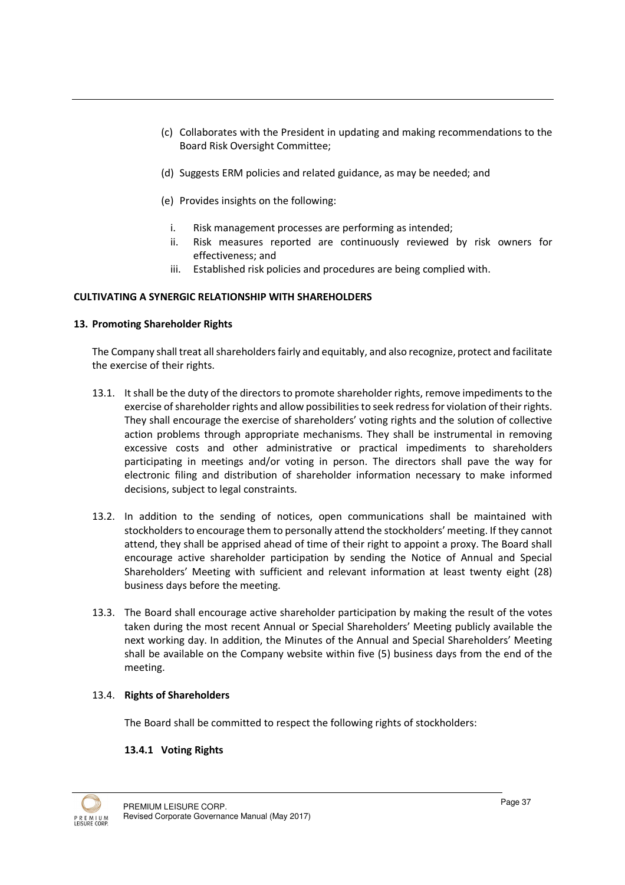(c) Collaborates with the President in updating and making recommendations to the Board Risk Oversight Committee;

(d) Suggests ERM policies and related guidance, as may be needed; and

(e) Provides insights on the following:

  i. Risk management processes are performing as intended;
  ii. Risk measures reported are continuously reviewed by risk owners for effectiveness; and
  iii. Established risk policies and procedures are being complied with.

**CULTIVATING A SYNERGIC RELATIONSHIP WITH SHAREHOLDERS**

**13. Promoting Shareholder Rights**

The Company shall treat all shareholders fairly and equitably, and also recognize, protect and facilitate the exercise of their rights.

13.1. It shall be the duty of the directors to promote shareholder rights, remove impediments to the exercise of shareholder rights and allow possibilities to seek redress for violation of their rights. They shall encourage the exercise of shareholders' voting rights and the solution of collective action problems through appropriate mechanisms. They shall be instrumental in removing excessive costs and other administrative or practical impediments to shareholders participating in meetings and/or voting in person. The directors shall pave the way for electronic filing and distribution of shareholder information necessary to make informed decisions, subject to legal constraints.

13.2. In addition to the sending of notices, open communications shall be maintained with stockholders to encourage them to personally attend the stockholders' meeting. If they cannot attend, they shall be apprised ahead of time of their right to appoint a proxy. The Board shall encourage active shareholder participation by sending the Notice of Annual and Special Shareholders' Meeting with sufficient and relevant information at least twenty eight (28) business days before the meeting.

13.3. The Board shall encourage active shareholder participation by making the result of the votes taken during the most recent Annual or Special Shareholders' Meeting publicly available the next working day. In addition, the Minutes of the Annual and Special Shareholders' Meeting shall be available on the Company website within five (5) business days from the end of the meeting.

13.4. **Rights of Shareholders**

The Board shall be committed to respect the following rights of stockholders:

**13.4.1 Voting Rights**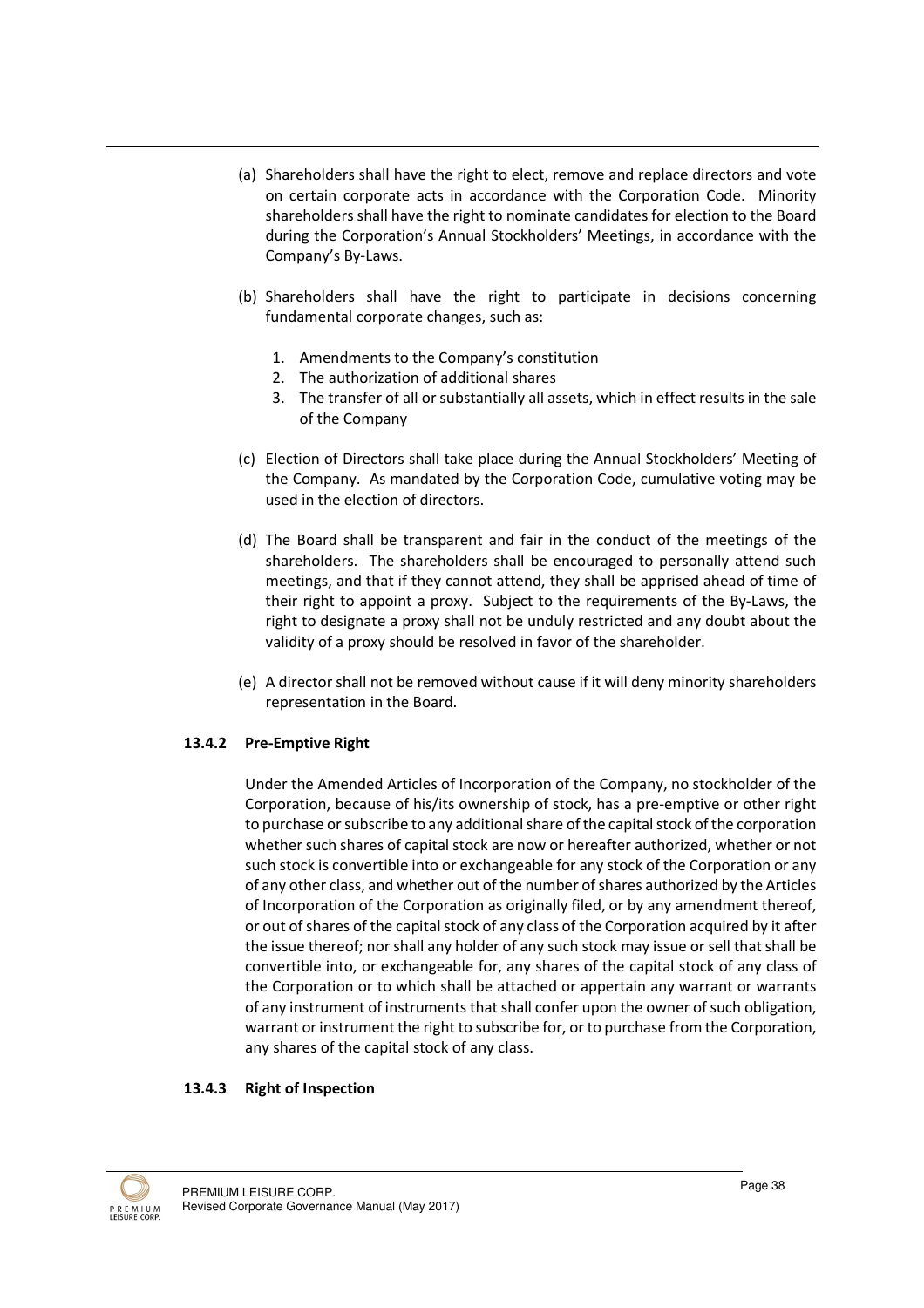(a) Shareholders shall have the right to elect, remove and replace directors and vote on certain corporate acts in accordance with the Corporation Code. Minority shareholders shall have the right to nominate candidates for election to the Board during the Corporation's Annual Stockholders' Meetings, in accordance with the Company's By-Laws.

(b) Shareholders shall have the right to participate in decisions concerning fundamental corporate changes, such as:

1. Amendments to the Company's constitution
2. The authorization of additional shares
3. The transfer of all or substantially all assets, which in effect results in the sale of the Company

(c) Election of Directors shall take place during the Annual Stockholders' Meeting of the Company. As mandated by the Corporation Code, cumulative voting may be used in the election of directors.

(d) The Board shall be transparent and fair in the conduct of the meetings of the shareholders. The shareholders shall be encouraged to personally attend such meetings, and that if they cannot attend, they shall be apprised ahead of time of their right to appoint a proxy. Subject to the requirements of the By-Laws, the right to designate a proxy shall not be unduly restricted and any doubt about the validity of a proxy should be resolved in favor of the shareholder.

(e) A director shall not be removed without cause if it will deny minority shareholders representation in the Board.

**13.4.2 Pre-Emptive Right**

Under the Amended Articles of Incorporation of the Company, no stockholder of the Corporation, because of his/its ownership of stock, has a pre-emptive or other right to purchase or subscribe to any additional share of the capital stock of the corporation whether such shares of capital stock are now or hereafter authorized, whether or not such stock is convertible into or exchangeable for any stock of the Corporation or any of any other class, and whether out of the number of shares authorized by the Articles of Incorporation of the Corporation as originally filed, or by any amendment thereof, or out of shares of the capital stock of any class of the Corporation acquired by it after the issue thereof; nor shall any holder of any such stock may issue or sell that shall be convertible into, or exchangeable for, any shares of the capital stock of any class of the Corporation or to which shall be attached or appertain any warrant or warrants of any instrument of instruments that shall confer upon the owner of such obligation, warrant or instrument the right to subscribe for, or to purchase from the Corporation, any shares of the capital stock of any class.

**13.4.3 Right of Inspection**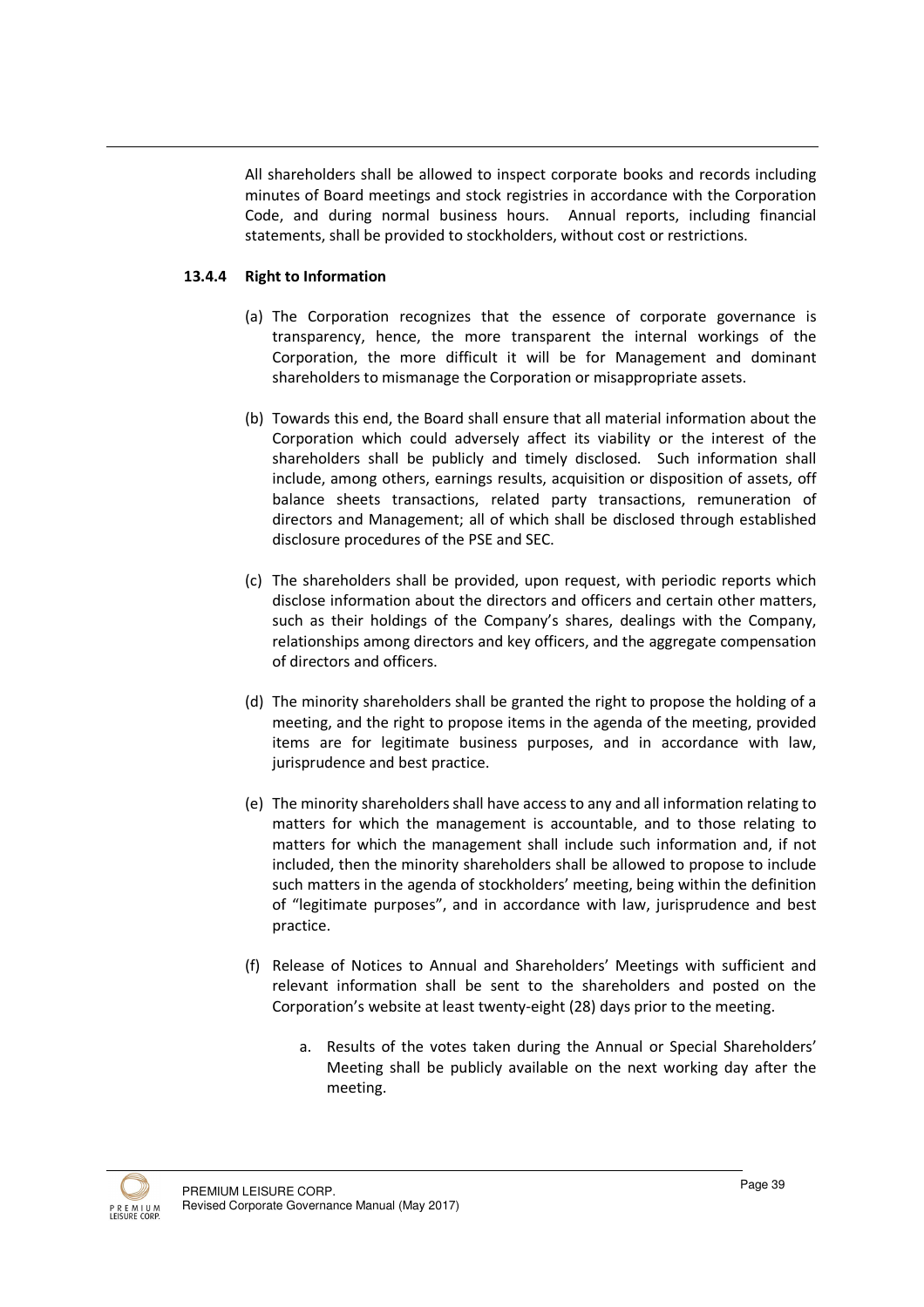All shareholders shall be allowed to inspect corporate books and records including minutes of Board meetings and stock registries in accordance with the Corporation Code, and during normal business hours. Annual reports, including financial statements, shall be provided to stockholders, without cost or restrictions.

**13.4.4 Right to Information**

(a) The Corporation recognizes that the essence of corporate governance is transparency, hence, the more transparent the internal workings of the Corporation, the more difficult it will be for Management and dominant shareholders to mismanage the Corporation or misappropriate assets.

(b) Towards this end, the Board shall ensure that all material information about the Corporation which could adversely affect its viability or the interest of the shareholders shall be publicly and timely disclosed. Such information shall include, among others, earnings results, acquisition or disposition of assets, off balance sheets transactions, related party transactions, remuneration of directors and Management; all of which shall be disclosed through established disclosure procedures of the PSE and SEC.

(c) The shareholders shall be provided, upon request, with periodic reports which disclose information about the directors and officers and certain other matters, such as their holdings of the Company's shares, dealings with the Company, relationships among directors and key officers, and the aggregate compensation of directors and officers.

(d) The minority shareholders shall be granted the right to propose the holding of a meeting, and the right to propose items in the agenda of the meeting, provided items are for legitimate business purposes, and in accordance with law, jurisprudence and best practice.

(e) The minority shareholders shall have access to any and all information relating to matters for which the management is accountable, and to those relating to matters for which the management shall include such information and, if not included, then the minority shareholders shall be allowed to propose to include such matters in the agenda of stockholders' meeting, being within the definition of "legitimate purposes", and in accordance with law, jurisprudence and best practice.

(f) Release of Notices to Annual and Shareholders' Meetings with sufficient and relevant information shall be sent to the shareholders and posted on the Corporation's website at least twenty-eight (28) days prior to the meeting.

   a. Results of the votes taken during the Annual or Special Shareholders' Meeting shall be publicly available on the next working day after the meeting.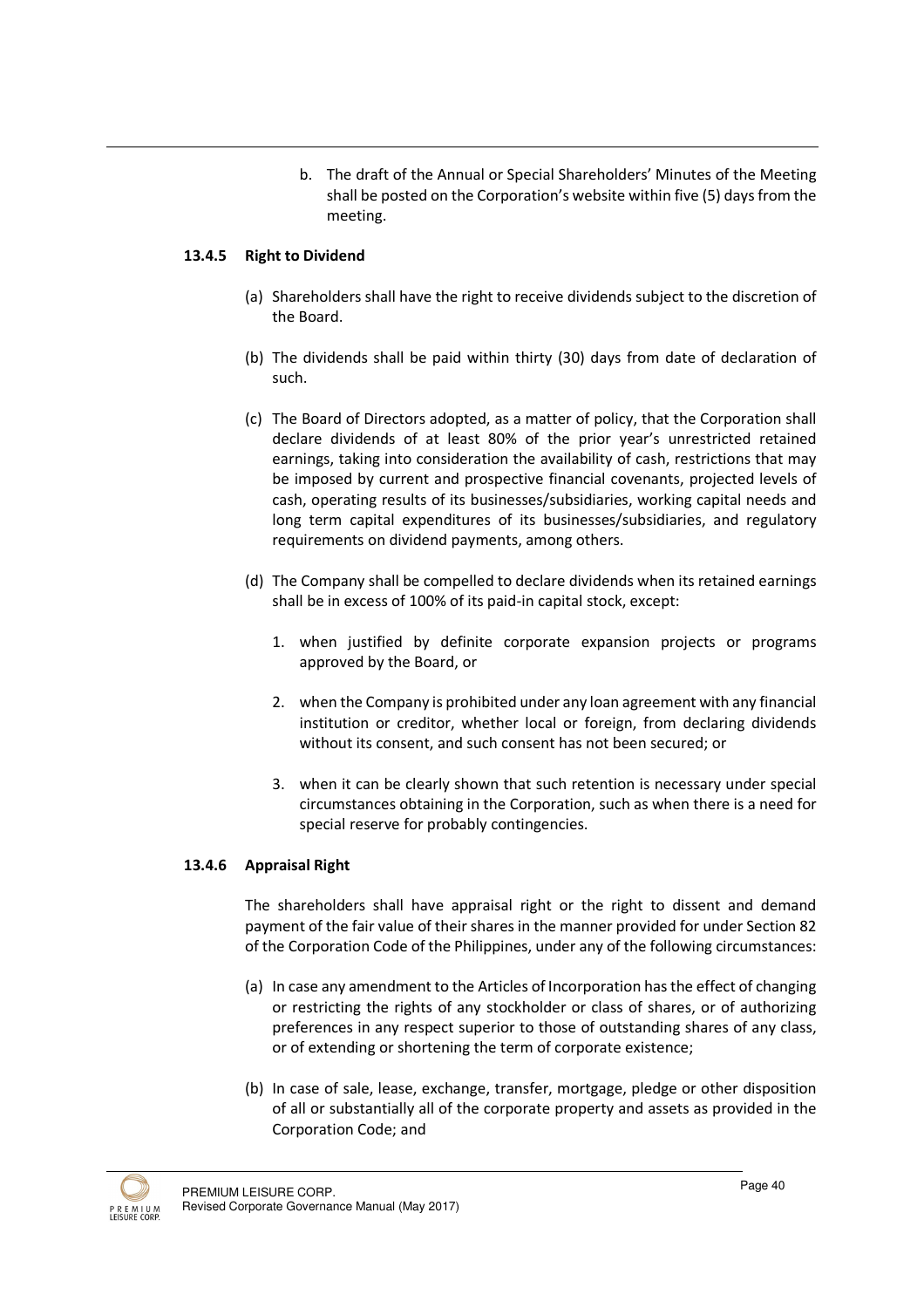b. The draft of the Annual or Special Shareholders' Minutes of the Meeting shall be posted on the Corporation's website within five (5) days from the meeting.

#### 13.4.5 Right to Dividend

(a) Shareholders shall have the right to receive dividends subject to the discretion of the Board.

(b) The dividends shall be paid within thirty (30) days from date of declaration of such.

(c) The Board of Directors adopted, as a matter of policy, that the Corporation shall declare dividends of at least 80% of the prior year's unrestricted retained earnings, taking into consideration the availability of cash, restrictions that may be imposed by current and prospective financial covenants, projected levels of cash, operating results of its businesses/subsidiaries, working capital needs and long term capital expenditures of its businesses/subsidiaries, and regulatory requirements on dividend payments, among others.

(d) The Company shall be compelled to declare dividends when its retained earnings shall be in excess of 100% of its paid-in capital stock, except:

1. when justified by definite corporate expansion projects or programs approved by the Board, or
2. when the Company is prohibited under any loan agreement with any financial institution or creditor, whether local or foreign, from declaring dividends without its consent, and such consent has not been secured; or
3. when it can be clearly shown that such retention is necessary under special circumstances obtaining in the Corporation, such as when there is a need for special reserve for probably contingencies.

#### 13.4.6 Appraisal Right

The shareholders shall have appraisal right or the right to dissent and demand payment of the fair value of their shares in the manner provided for under Section 82 of the Corporation Code of the Philippines, under any of the following circumstances:

(a) In case any amendment to the Articles of Incorporation has the effect of changing or restricting the rights of any stockholder or class of shares, or of authorizing preferences in any respect superior to those of outstanding shares of any class, or of extending or shortening the term of corporate existence;

(b) In case of sale, lease, exchange, transfer, mortgage, pledge or other disposition of all or substantially all of the corporate property and assets as provided in the Corporation Code; and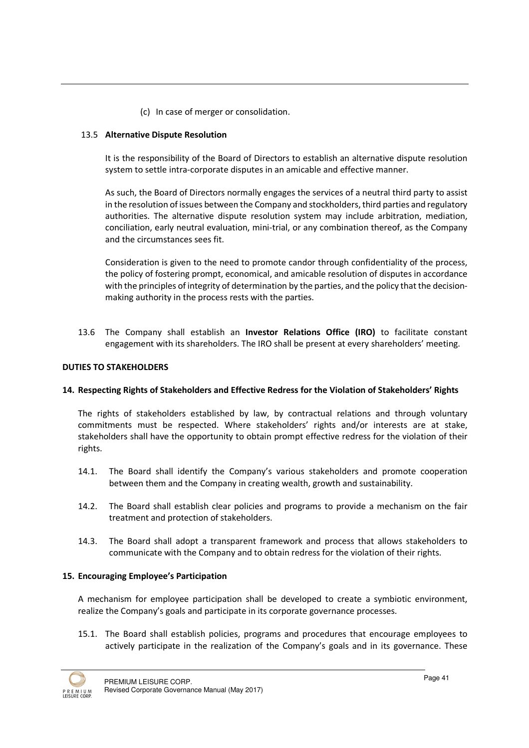(c) In case of merger or consolidation.

13.5 **Alternative Dispute Resolution**

It is the responsibility of the Board of Directors to establish an alternative dispute resolution system to settle intra-corporate disputes in an amicable and effective manner.

As such, the Board of Directors normally engages the services of a neutral third party to assist in the resolution of issues between the Company and stockholders, third parties and regulatory authorities. The alternative dispute resolution system may include arbitration, mediation, conciliation, early neutral evaluation, mini-trial, or any combination thereof, as the Company and the circumstances sees fit.

Consideration is given to the need to promote candor through confidentiality of the process, the policy of fostering prompt, economical, and amicable resolution of disputes in accordance with the principles of integrity of determination by the parties, and the policy that the decision-making authority in the process rests with the parties.

13.6 The Company shall establish an **Investor Relations Office (IRO)** to facilitate constant engagement with its shareholders. The IRO shall be present at every shareholders' meeting.

**DUTIES TO STAKEHOLDERS**

**14. Respecting Rights of Stakeholders and Effective Redress for the Violation of Stakeholders' Rights**

The rights of stakeholders established by law, by contractual relations and through voluntary commitments must be respected. Where stakeholders' rights and/or interests are at stake, stakeholders shall have the opportunity to obtain prompt effective redress for the violation of their rights.

14.1. The Board shall identify the Company's various stakeholders and promote cooperation between them and the Company in creating wealth, growth and sustainability.

14.2. The Board shall establish clear policies and programs to provide a mechanism on the fair treatment and protection of stakeholders.

14.3. The Board shall adopt a transparent framework and process that allows stakeholders to communicate with the Company and to obtain redress for the violation of their rights.

**15. Encouraging Employee's Participation**

A mechanism for employee participation shall be developed to create a symbiotic environment, realize the Company's goals and participate in its corporate governance processes.

15.1. The Board shall establish policies, programs and procedures that encourage employees to actively participate in the realization of the Company's goals and in its governance. These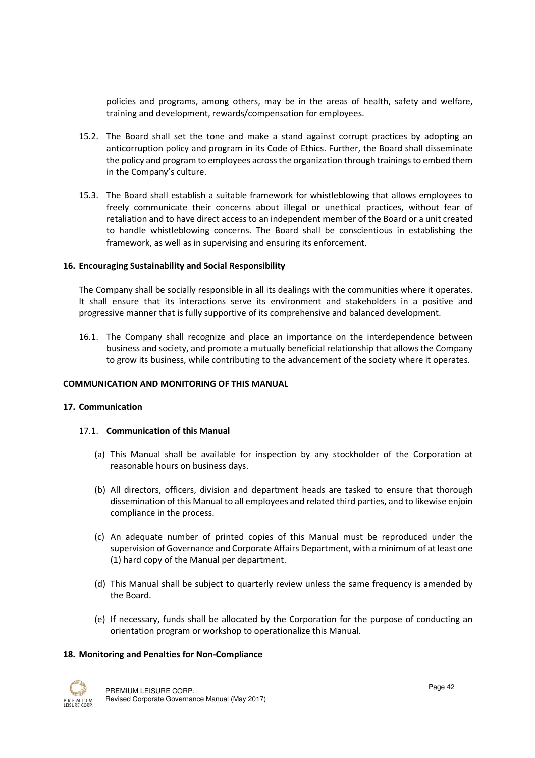policies and programs, among others, may be in the areas of health, safety and welfare, training and development, rewards/compensation for employees.

15.2. The Board shall set the tone and make a stand against corrupt practices by adopting an anticorruption policy and program in its Code of Ethics. Further, the Board shall disseminate the policy and program to employees across the organization through trainings to embed them in the Company's culture.

15.3. The Board shall establish a suitable framework for whistleblowing that allows employees to freely communicate their concerns about illegal or unethical practices, without fear of retaliation and to have direct access to an independent member of the Board or a unit created to handle whistleblowing concerns. The Board shall be conscientious in establishing the framework, as well as in supervising and ensuring its enforcement.

**16. Encouraging Sustainability and Social Responsibility**

The Company shall be socially responsible in all its dealings with the communities where it operates. It shall ensure that its interactions serve its environment and stakeholders in a positive and progressive manner that is fully supportive of its comprehensive and balanced development.

16.1. The Company shall recognize and place an importance on the interdependence between business and society, and promote a mutually beneficial relationship that allows the Company to grow its business, while contributing to the advancement of the society where it operates.

**COMMUNICATION AND MONITORING OF THIS MANUAL**

**17. Communication**

17.1. **Communication of this Manual**

(a) This Manual shall be available for inspection by any stockholder of the Corporation at reasonable hours on business days.

(b) All directors, officers, division and department heads are tasked to ensure that thorough dissemination of this Manual to all employees and related third parties, and to likewise enjoin compliance in the process.

(c) An adequate number of printed copies of this Manual must be reproduced under the supervision of Governance and Corporate Affairs Department, with a minimum of at least one (1) hard copy of the Manual per department.

(d) This Manual shall be subject to quarterly review unless the same frequency is amended by the Board.

(e) If necessary, funds shall be allocated by the Corporation for the purpose of conducting an orientation program or workshop to operationalize this Manual.

**18. Monitoring and Penalties for Non-Compliance**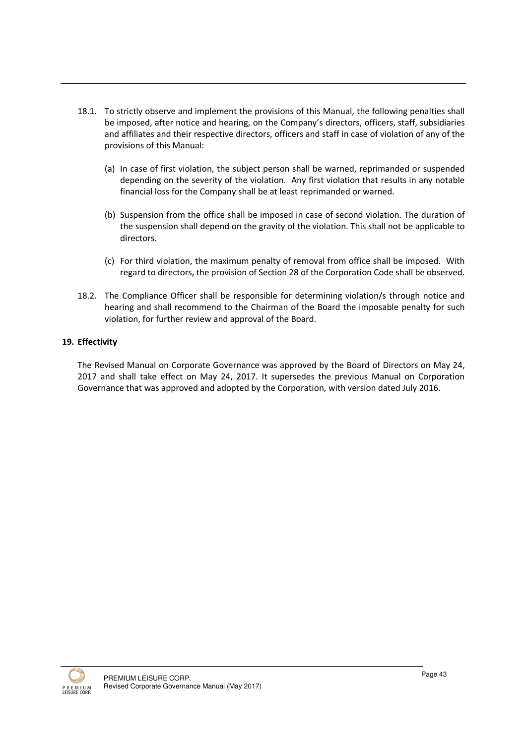18.1. To strictly observe and implement the provisions of this Manual, the following penalties shall be imposed, after notice and hearing, on the Company's directors, officers, staff, subsidiaries and affiliates and their respective directors, officers and staff in case of violation of any of the provisions of this Manual:

(a) In case of first violation, the subject person shall be warned, reprimanded or suspended depending on the severity of the violation. Any first violation that results in any notable financial loss for the Company shall be at least reprimanded or warned.

(b) Suspension from the office shall be imposed in case of second violation. The duration of the suspension shall depend on the gravity of the violation. This shall not be applicable to directors.

(c) For third violation, the maximum penalty of removal from office shall be imposed. With regard to directors, the provision of Section 28 of the Corporation Code shall be observed.

18.2. The Compliance Officer shall be responsible for determining violation/s through notice and hearing and shall recommend to the Chairman of the Board the imposable penalty for such violation, for further review and approval of the Board.

**19. Effectivity**

The Revised Manual on Corporate Governance was approved by the Board of Directors on May 24, 2017 and shall take effect on May 24, 2017. It supersedes the previous Manual on Corporation Governance that was approved and adopted by the Corporation, with version dated July 2016.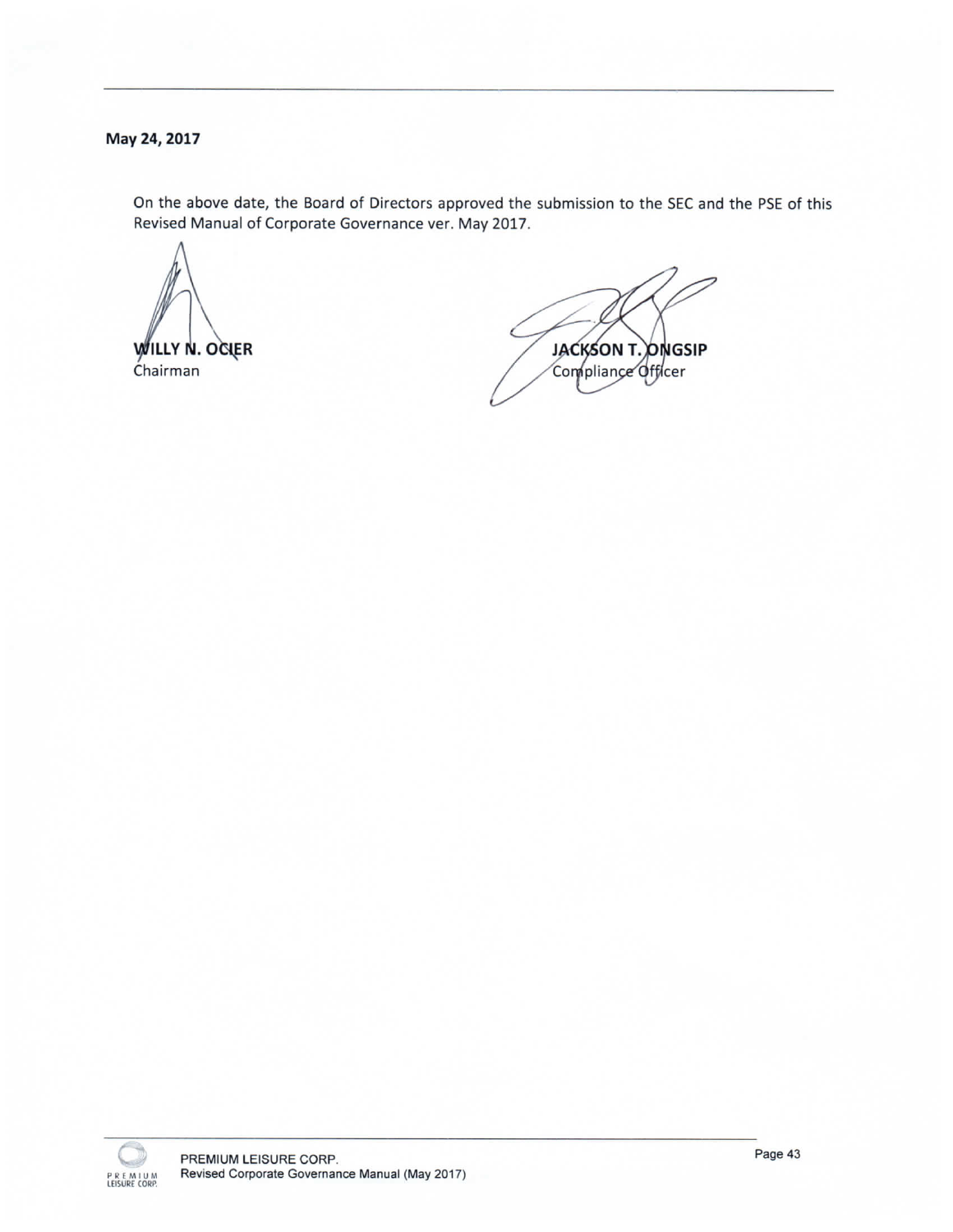**May 24, 2017**

On the above date, the Board of Directors approved the submission to the SEC and the PSE of this Revised Manual of Corporate Governance ver. May 2017.

**WILLY N. OCIER**
Chairman

**JACKSON T. ONGSIP**
Compliance Officer